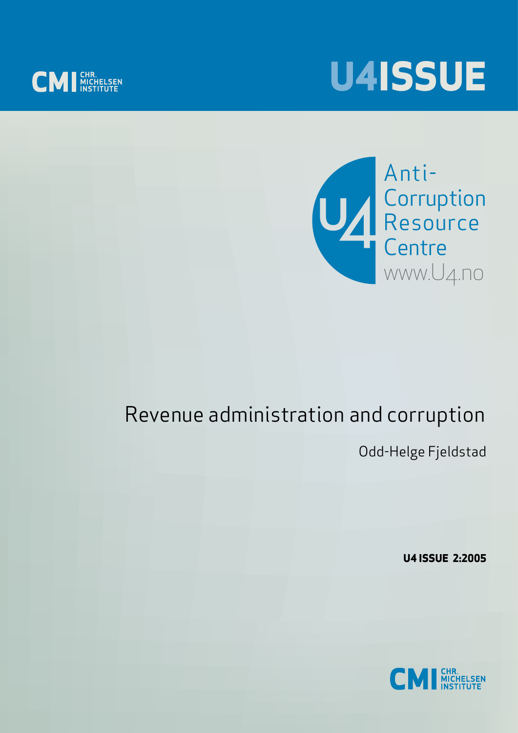CMI CHR. MICHELSEN INSTITUTE

# U4ISSUE

U4 Anti-Corruption Resource Centre
www.U4.no

# Revenue administration and corruption

Odd-Helge Fjeldstad

**U4 ISSUE 2:2005**

CMI CHR. MICHELSEN INSTITUTE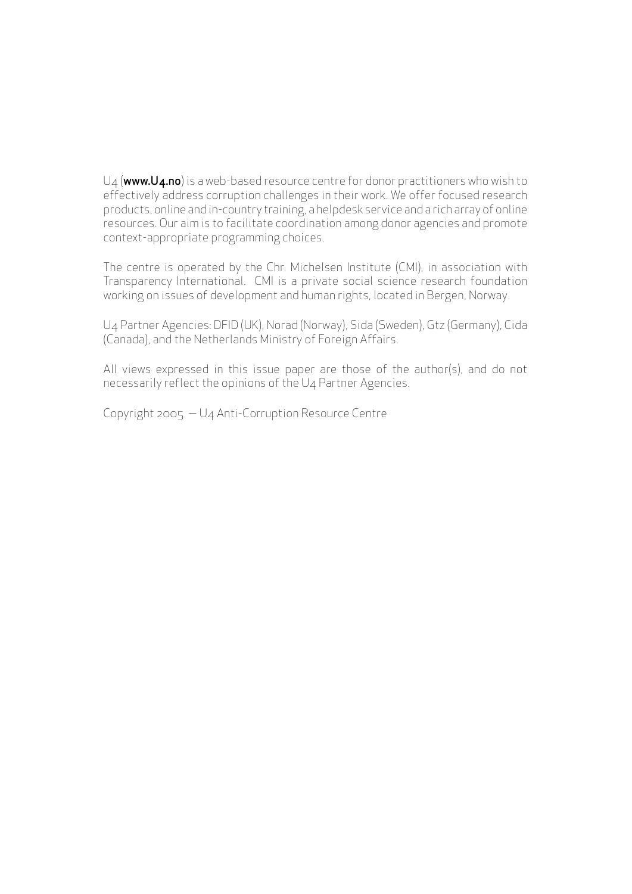U4 (**www.U4.no**) is a web-based resource centre for donor practitioners who wish to effectively address corruption challenges in their work. We offer focused research products, online and in-country training, a helpdesk service and a rich array of online resources. Our aim is to facilitate coordination among donor agencies and promote context-appropriate programming choices.

The centre is operated by the Chr. Michelsen Institute (CMI), in association with Transparency International. CMI is a private social science research foundation working on issues of development and human rights, located in Bergen, Norway.

U4 Partner Agencies: DFID (UK), Norad (Norway), Sida (Sweden), Gtz (Germany), Cida (Canada), and the Netherlands Ministry of Foreign Affairs.

All views expressed in this issue paper are those of the author(s), and do not necessarily reflect the opinions of the U4 Partner Agencies.

Copyright 2005 — U4 Anti-Corruption Resource Centre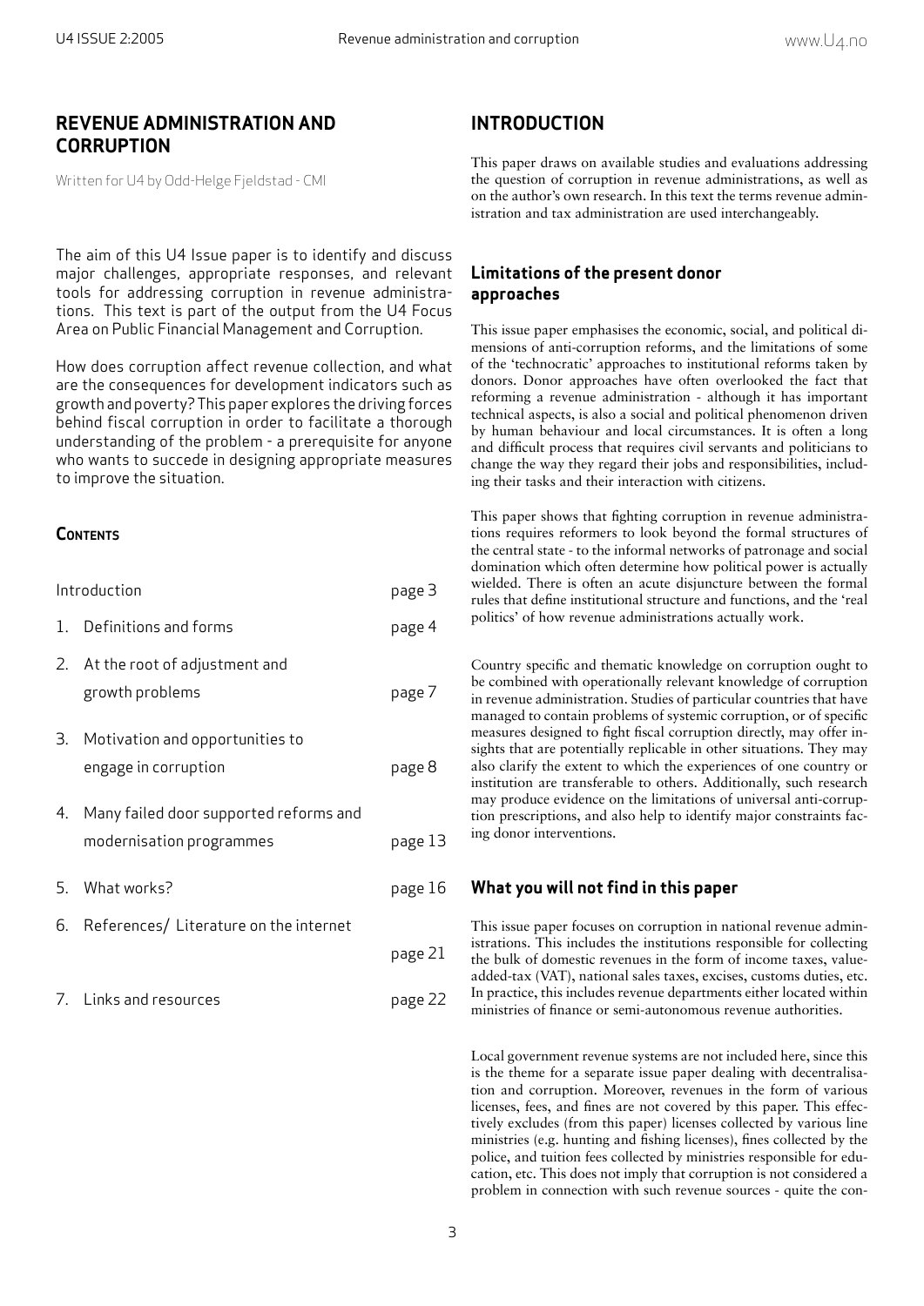# REVENUE ADMINISTRATION AND CORRUPTION

Written for U4 by Odd-Helge Fjeldstad - CMI

The aim of this U4 Issue paper is to identify and discuss major challenges, appropriate responses, and relevant tools for addressing corruption in revenue administrations. This text is part of the output from the U4 Focus Area on Public Financial Management and Corruption.

How does corruption affect revenue collection, and what are the consequences for development indicators such as growth and poverty? This paper explores the driving forces behind fiscal corruption in order to facilitate a thorough understanding of the problem - a prerequisite for anyone who wants to succede in designing appropriate measures to improve the situation.

**CONTENTS**

| | | |
|---|---|---|
| | Introduction | page 3 |
| 1. | Definitions and forms | page 4 |
| 2. | At the root of adjustment and growth problems | page 7 |
| 3. | Motivation and opportunities to engage in corruption | page 8 |
| 4. | Many failed door supported reforms and modernisation programmes | page 13 |
| 5. | What works? | page 16 |
| 6. | References/ Literature on the internet | page 21 |
| 7. | Links and resources | page 22 |

# INTRODUCTION

This paper draws on available studies and evaluations addressing the question of corruption in revenue administrations, as well as on the author's own research. In this text the terms revenue administration and tax administration are used interchangeably.

## Limitations of the present donor approaches

This issue paper emphasises the economic, social, and political dimensions of anti-corruption reforms, and the limitations of some of the 'technocratic' approaches to institutional reforms taken by donors. Donor approaches have often overlooked the fact that reforming a revenue administration - although it has important technical aspects, is also a social and political phenomenon driven by human behaviour and local circumstances. It is often a long and difficult process that requires civil servants and politicians to change the way they regard their jobs and responsibilities, including their tasks and their interaction with citizens.

This paper shows that fighting corruption in revenue administrations requires reformers to look beyond the formal structures of the central state - to the informal networks of patronage and social domination which often determine how political power is actually wielded. There is often an acute disjuncture between the formal rules that define institutional structure and functions, and the 'real politics' of how revenue administrations actually work.

Country specific and thematic knowledge on corruption ought to be combined with operationally relevant knowledge of corruption in revenue administration. Studies of particular countries that have managed to contain problems of systemic corruption, or of specific measures designed to fight fiscal corruption directly, may offer insights that are potentially replicable in other situations. They may also clarify the extent to which the experiences of one country or institution are transferable to others. Additionally, such research may produce evidence on the limitations of universal anti-corruption prescriptions, and also help to identify major constraints facing donor interventions.

## What you will not find in this paper

This issue paper focuses on corruption in national revenue administrations. This includes the institutions responsible for collecting the bulk of domestic revenues in the form of income taxes, value-added-tax (VAT), national sales taxes, excises, customs duties, etc. In practice, this includes revenue departments either located within ministries of finance or semi-autonomous revenue authorities.

Local government revenue systems are not included here, since this is the theme for a separate issue paper dealing with decentralisation and corruption. Moreover, revenues in the form of various licenses, fees, and fines are not covered by this paper. This effectively excludes (from this paper) licenses collected by various line ministries (e.g. hunting and fishing licenses), fines collected by the police, and tuition fees collected by ministries responsible for education, etc. This does not imply that corruption is not considered a problem in connection with such revenue sources - quite the con-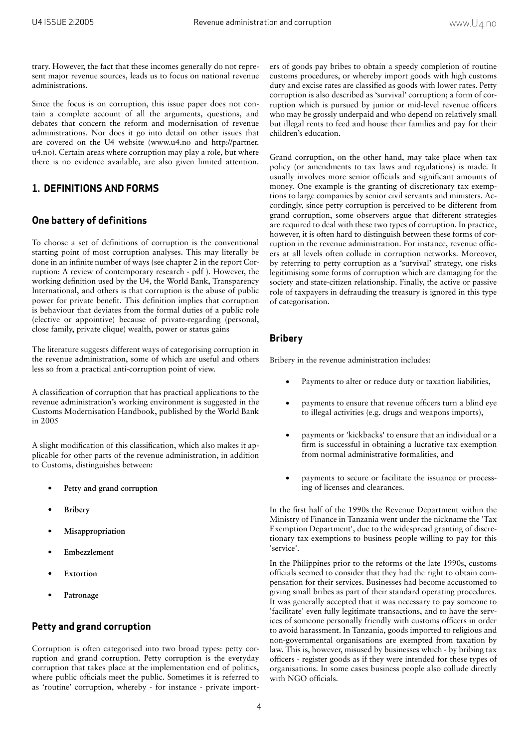trary. However, the fact that these incomes generally do not represent major revenue sources, leads us to focus on national revenue administrations.

Since the focus is on corruption, this issue paper does not contain a complete account of all the arguments, questions, and debates that concern the reform and modernisation of revenue administrations. Nor does it go into detail on other issues that are covered on the U4 website (www.u4.no and http://partner.u4.no). Certain areas where corruption may play a role, but where there is no evidence available, are also given limited attention.

## 1. DEFINITIONS AND FORMS

### One battery of definitions

To choose a set of definitions of corruption is the conventional starting point of most corruption analyses. This may literally be done in an infinite number of ways (see chapter 2 in the report Corruption: A review of contemporary research - pdf ). However, the working definition used by the U4, the World Bank, Transparency International, and others is that corruption is the abuse of public power for private benefit. This definition implies that corruption is behaviour that deviates from the formal duties of a public role (elective or appointive) because of private-regarding (personal, close family, private clique) wealth, power or status gains

The literature suggests different ways of categorising corruption in the revenue administration, some of which are useful and others less so from a practical anti-corruption point of view.

A classification of corruption that has practical applications to the revenue administration's working environment is suggested in the Customs Modernisation Handbook, published by the World Bank in 2005

A slight modification of this classification, which also makes it applicable for other parts of the revenue administration, in addition to Customs, distinguishes between:

- **Petty and grand corruption**
- **Bribery**
- **Misappropriation**
- **Embezzlement**
- **Extortion**
- **Patronage**

### Petty and grand corruption

Corruption is often categorised into two broad types: petty corruption and grand corruption. Petty corruption is the everyday corruption that takes place at the implementation end of politics, where public officials meet the public. Sometimes it is referred to as 'routine' corruption, whereby - for instance - private importers of goods pay bribes to obtain a speedy completion of routine customs procedures, or whereby import goods with high customs duty and excise rates are classified as goods with lower rates. Petty corruption is also described as 'survival' corruption; a form of corruption which is pursued by junior or mid-level revenue officers who may be grossly underpaid and who depend on relatively small but illegal rents to feed and house their families and pay for their children's education.

Grand corruption, on the other hand, may take place when tax policy (or amendments to tax laws and regulations) is made. It usually involves more senior officials and significant amounts of money. One example is the granting of discretionary tax exemptions to large companies by senior civil servants and ministers. Accordingly, since petty corruption is perceived to be different from grand corruption, some observers argue that different strategies are required to deal with these two types of corruption. In practice, however, it is often hard to distinguish between these forms of corruption in the revenue administration. For instance, revenue officers at all levels often collude in corruption networks. Moreover, by referring to petty corruption as a 'survival' strategy, one risks legitimising some forms of corruption which are damaging for the society and state-citizen relationship. Finally, the active or passive role of taxpayers in defrauding the treasury is ignored in this type of categorisation.

### Bribery

Bribery in the revenue administration includes:

- Payments to alter or reduce duty or taxation liabilities,
- payments to ensure that revenue officers turn a blind eye to illegal activities (e.g. drugs and weapons imports),
- payments or 'kickbacks' to ensure that an individual or a firm is successful in obtaining a lucrative tax exemption from normal administrative formalities, and
- payments to secure or facilitate the issuance or processing of licenses and clearances.

In the first half of the 1990s the Revenue Department within the Ministry of Finance in Tanzania went under the nickname the 'Tax Exemption Department', due to the widespread granting of discretionary tax exemptions to business people willing to pay for this 'service'.

In the Philippines prior to the reforms of the late 1990s, customs officials seemed to consider that they had the right to obtain compensation for their services. Businesses had become accustomed to giving small bribes as part of their standard operating procedures. It was generally accepted that it was necessary to pay someone to 'facilitate' even fully legitimate transactions, and to have the services of someone personally friendly with customs officers in order to avoid harassment. In Tanzania, goods imported to religious and non-governmental organisations are exempted from taxation by law. This is, however, misused by businesses which - by bribing tax officers - register goods as if they were intended for these types of organisations. In some cases business people also collude directly with NGO officials.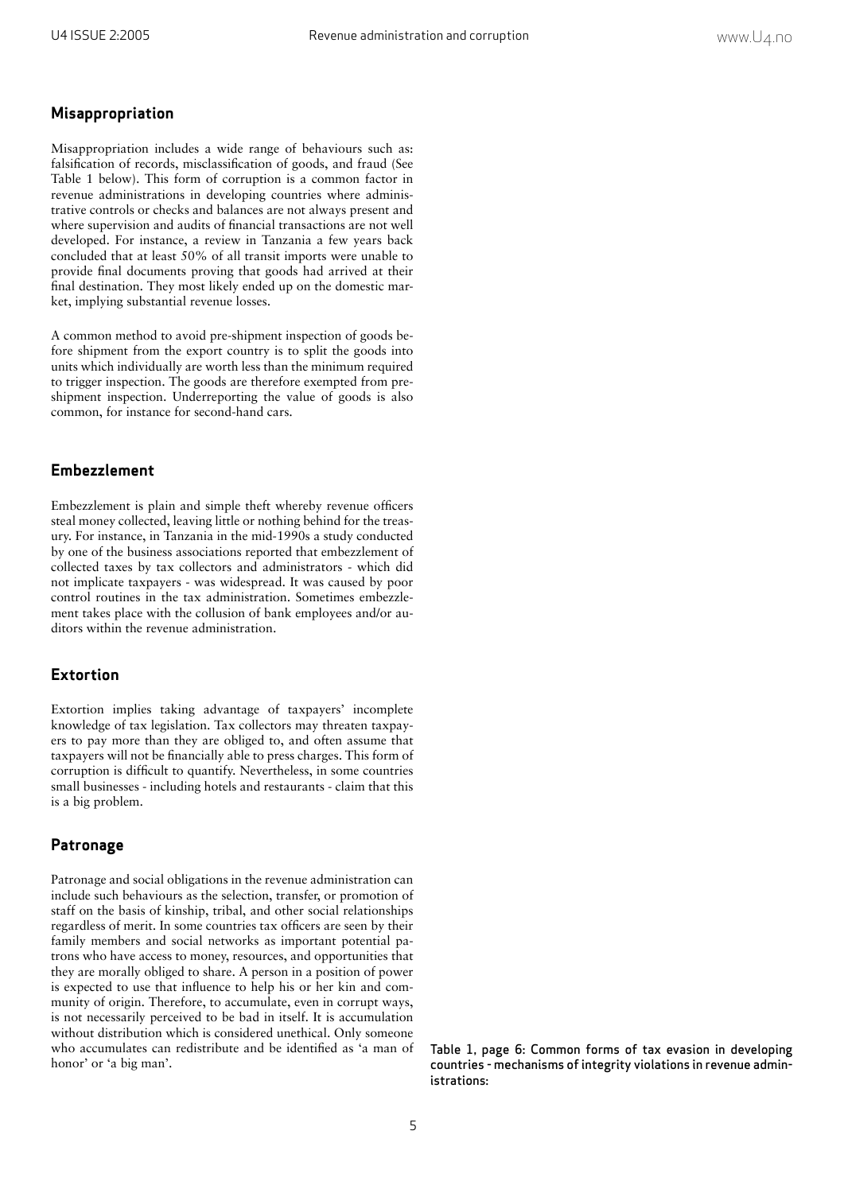## Misappropriation

Misappropriation includes a wide range of behaviours such as: falsification of records, misclassification of goods, and fraud (See Table 1 below). This form of corruption is a common factor in revenue administrations in developing countries where administrative controls or checks and balances are not always present and where supervision and audits of financial transactions are not well developed. For instance, a review in Tanzania a few years back concluded that at least 50% of all transit imports were unable to provide final documents proving that goods had arrived at their final destination. They most likely ended up on the domestic market, implying substantial revenue losses.

A common method to avoid pre-shipment inspection of goods before shipment from the export country is to split the goods into units which individually are worth less than the minimum required to trigger inspection. The goods are therefore exempted from pre-shipment inspection. Underreporting the value of goods is also common, for instance for second-hand cars.

## Embezzlement

Embezzlement is plain and simple theft whereby revenue officers steal money collected, leaving little or nothing behind for the treasury. For instance, in Tanzania in the mid-1990s a study conducted by one of the business associations reported that embezzlement of collected taxes by tax collectors and administrators - which did not implicate taxpayers - was widespread. It was caused by poor control routines in the tax administration. Sometimes embezzlement takes place with the collusion of bank employees and/or auditors within the revenue administration.

## Extortion

Extortion implies taking advantage of taxpayers' incomplete knowledge of tax legislation. Tax collectors may threaten taxpayers to pay more than they are obliged to, and often assume that taxpayers will not be financially able to press charges. This form of corruption is difficult to quantify. Nevertheless, in some countries small businesses - including hotels and restaurants - claim that this is a big problem.

## Patronage

Patronage and social obligations in the revenue administration can include such behaviours as the selection, transfer, or promotion of staff on the basis of kinship, tribal, and other social relationships regardless of merit. In some countries tax officers are seen by their family members and social networks as important potential patrons who have access to money, resources, and opportunities that they are morally obliged to share. A person in a position of power is expected to use that influence to help his or her kin and community of origin. Therefore, to accumulate, even in corrupt ways, is not necessarily perceived to be bad in itself. It is accumulation without distribution which is considered unethical. Only someone who accumulates can redistribute and be identified as 'a man of honor' or 'a big man'.

Table 1, page 6: Common forms of tax evasion in developing countries - mechanisms of integrity violations in revenue administrations: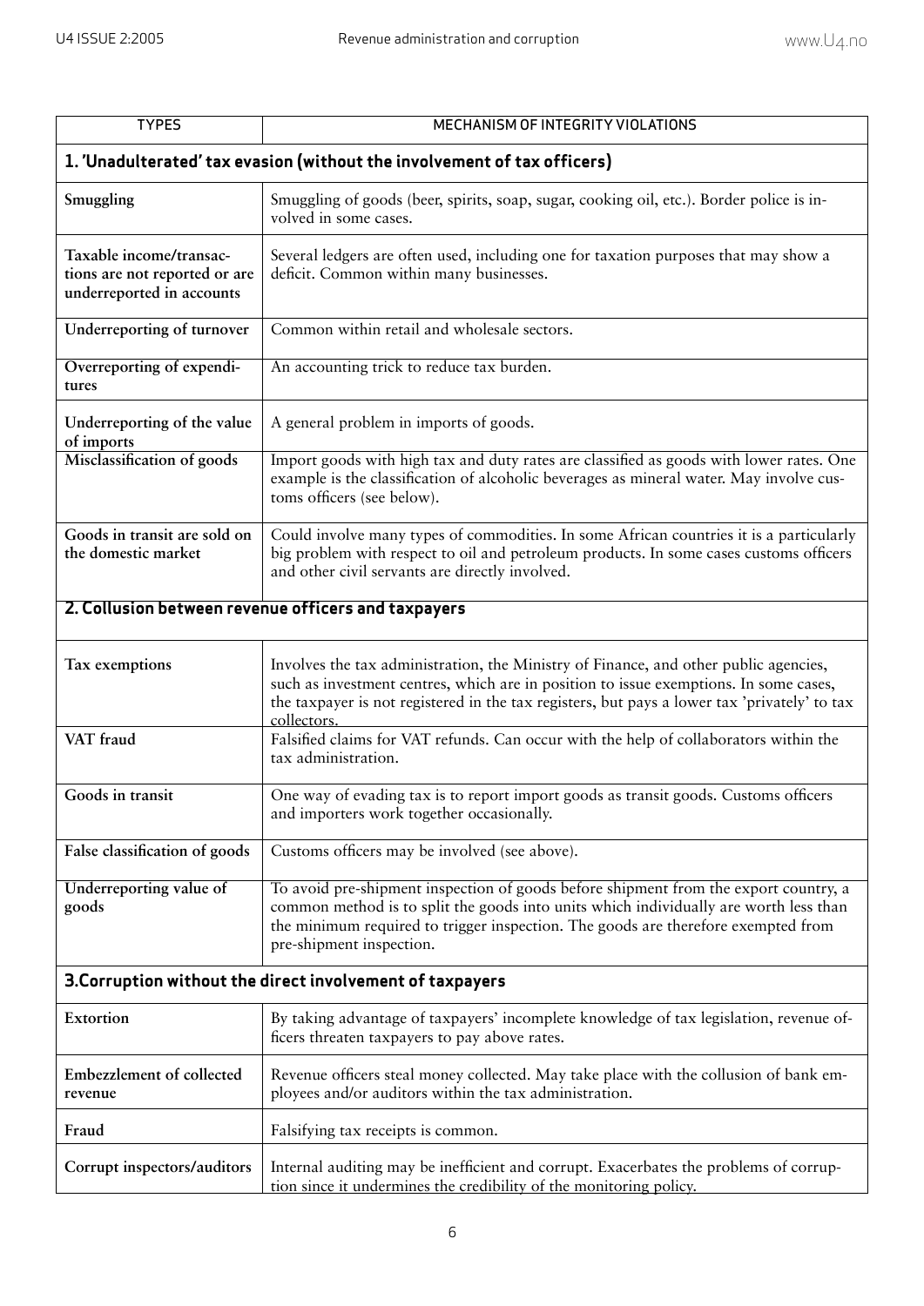| TYPES | MECHANISM OF INTEGRITY VIOLATIONS |
| --- | --- |
| **1. 'Unadulterated' tax evasion (without the involvement of tax officers)** | |
| **Smuggling** | Smuggling of goods (beer, spirits, soap, sugar, cooking oil, etc.). Border police is involved in some cases. |
| **Taxable income/transactions are not reported or are underreported in accounts** | Several ledgers are often used, including one for taxation purposes that may show a deficit. Common within many businesses. |
| **Underreporting of turnover** | Common within retail and wholesale sectors. |
| **Overreporting of expenditures** | An accounting trick to reduce tax burden. |
| **Underreporting of the value of imports** | A general problem in imports of goods. |
| **Misclassification of goods** | Import goods with high tax and duty rates are classified as goods with lower rates. One example is the classification of alcoholic beverages as mineral water. May involve customs officers (see below). |
| **Goods in transit are sold on the domestic market** | Could involve many types of commodities. In some African countries it is a particularly big problem with respect to oil and petroleum products. In some cases customs officers and other civil servants are directly involved. |
| **2. Collusion between revenue officers and taxpayers** | |
| **Tax exemptions** | Involves the tax administration, the Ministry of Finance, and other public agencies, such as investment centres, which are in position to issue exemptions. In some cases, the taxpayer is not registered in the tax registers, but pays a lower tax 'privately' to tax collectors. |
| **VAT fraud** | Falsified claims for VAT refunds. Can occur with the help of collaborators within the tax administration. |
| **Goods in transit** | One way of evading tax is to report import goods as transit goods. Customs officers and importers work together occasionally. |
| **False classification of goods** | Customs officers may be involved (see above). |
| **Underreporting value of goods** | To avoid pre-shipment inspection of goods before shipment from the export country, a common method is to split the goods into units which individually are worth less than the minimum required to trigger inspection. The goods are therefore exempted from pre-shipment inspection. |
| **3. Corruption without the direct involvement of taxpayers** | |
| **Extortion** | By taking advantage of taxpayers' incomplete knowledge of tax legislation, revenue officers threaten taxpayers to pay above rates. |
| **Embezzlement of collected revenue** | Revenue officers steal money collected. May take place with the collusion of bank employees and/or auditors within the tax administration. |
| **Fraud** | Falsifying tax receipts is common. |
| **Corrupt inspectors/auditors** | Internal auditing may be inefficient and corrupt. Exacerbates the problems of corruption since it undermines the credibility of the monitoring policy. |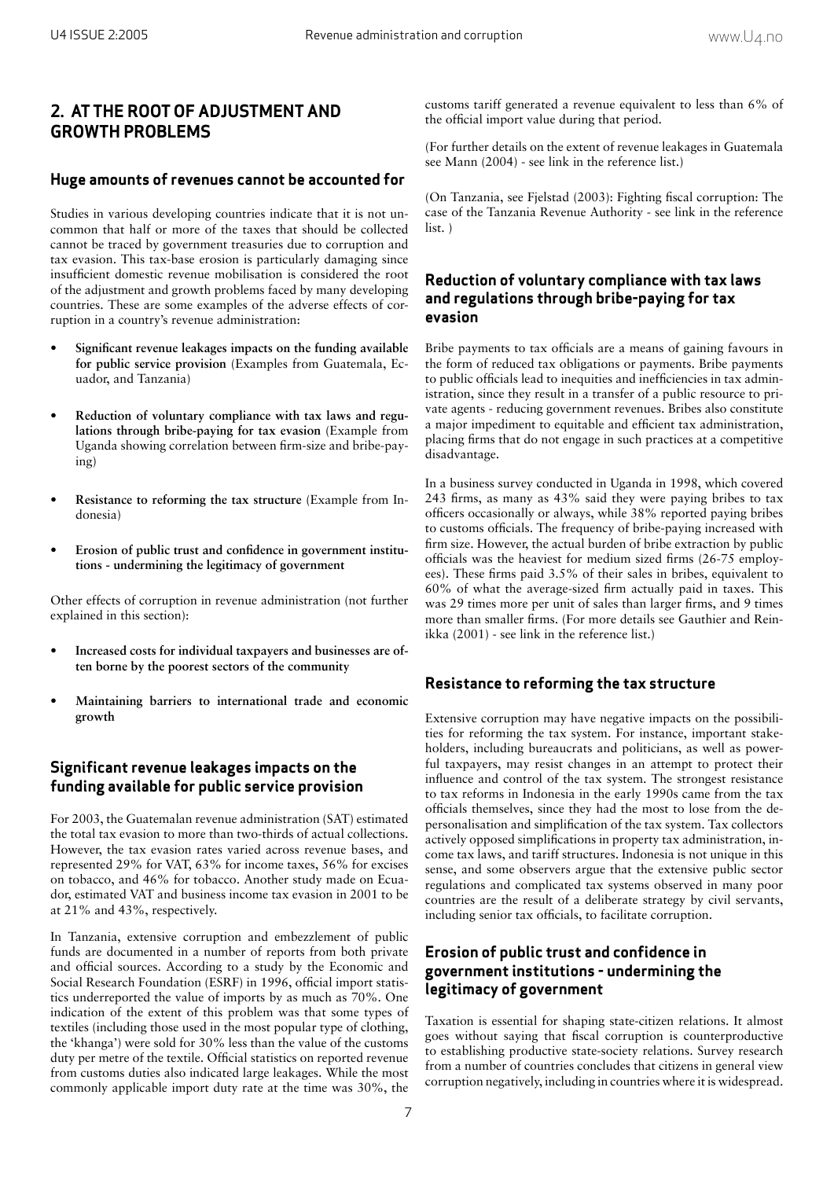## 2. AT THE ROOT OF ADJUSTMENT AND GROWTH PROBLEMS

### Huge amounts of revenues cannot be accounted for

Studies in various developing countries indicate that it is not uncommon that half or more of the taxes that should be collected cannot be traced by government treasuries due to corruption and tax evasion. This tax-base erosion is particularly damaging since insufficient domestic revenue mobilisation is considered the root of the adjustment and growth problems faced by many developing countries. These are some examples of the adverse effects of corruption in a country's revenue administration:

- **Significant revenue leakages impacts on the funding available for public service provision** (Examples from Guatemala, Ecuador, and Tanzania)
- **Reduction of voluntary compliance with tax laws and regulations through bribe-paying for tax evasion** (Example from Uganda showing correlation between firm-size and bribe-paying)
- **Resistance to reforming the tax structure** (Example from Indonesia)
- **Erosion of public trust and confidence in government institutions - undermining the legitimacy of government**

Other effects of corruption in revenue administration (not further explained in this section):

- **Increased costs for individual taxpayers and businesses are often borne by the poorest sectors of the community**
- **Maintaining barriers to international trade and economic growth**

### Significant revenue leakages impacts on the funding available for public service provision

For 2003, the Guatemalan revenue administration (SAT) estimated the total tax evasion to more than two-thirds of actual collections. However, the tax evasion rates varied across revenue bases, and represented 29% for VAT, 63% for income taxes, 56% for excises on tobacco, and 46% for tobacco. Another study made on Ecuador, estimated VAT and business income tax evasion in 2001 to be at 21% and 43%, respectively.

In Tanzania, extensive corruption and embezzlement of public funds are documented in a number of reports from both private and official sources. According to a study by the Economic and Social Research Foundation (ESRF) in 1996, official import statistics underreported the value of imports by as much as 70%. One indication of the extent of this problem was that some types of textiles (including those used in the most popular type of clothing, the 'khanga') were sold for 30% less than the value of the customs duty per metre of the textile. Official statistics on reported revenue from customs duties also indicated large leakages. While the most commonly applicable import duty rate at the time was 30%, the customs tariff generated a revenue equivalent to less than 6% of the official import value during that period.

(For further details on the extent of revenue leakages in Guatemala see Mann (2004) - see link in the reference list.)

(On Tanzania, see Fjelstad (2003): Fighting fiscal corruption: The case of the Tanzania Revenue Authority - see link in the reference list. )

### Reduction of voluntary compliance with tax laws and regulations through bribe-paying for tax evasion

Bribe payments to tax officials are a means of gaining favours in the form of reduced tax obligations or payments. Bribe payments to public officials lead to inequities and inefficiencies in tax administration, since they result in a transfer of a public resource to private agents - reducing government revenues. Bribes also constitute a major impediment to equitable and efficient tax administration, placing firms that do not engage in such practices at a competitive disadvantage.

In a business survey conducted in Uganda in 1998, which covered 243 firms, as many as 43% said they were paying bribes to tax officers occasionally or always, while 38% reported paying bribes to customs officials. The frequency of bribe-paying increased with firm size. However, the actual burden of bribe extraction by public officials was the heaviest for medium sized firms (26-75 employees). These firms paid 3.5% of their sales in bribes, equivalent to 60% of what the average-sized firm actually paid in taxes. This was 29 times more per unit of sales than larger firms, and 9 times more than smaller firms. (For more details see Gauthier and Reinikka (2001) - see link in the reference list.)

### Resistance to reforming the tax structure

Extensive corruption may have negative impacts on the possibilities for reforming the tax system. For instance, important stakeholders, including bureaucrats and politicians, as well as powerful taxpayers, may resist changes in an attempt to protect their influence and control of the tax system. The strongest resistance to tax reforms in Indonesia in the early 1990s came from the tax officials themselves, since they had the most to lose from the depersonalisation and simplification of the tax system. Tax collectors actively opposed simplifications in property tax administration, income tax laws, and tariff structures. Indonesia is not unique in this sense, and some observers argue that the extensive public sector regulations and complicated tax systems observed in many poor countries are the result of a deliberate strategy by civil servants, including senior tax officials, to facilitate corruption.

### Erosion of public trust and confidence in government institutions - undermining the legitimacy of government

Taxation is essential for shaping state-citizen relations. It almost goes without saying that fiscal corruption is counterproductive to establishing productive state-society relations. Survey research from a number of countries concludes that citizens in general view corruption negatively, including in countries where it is widespread.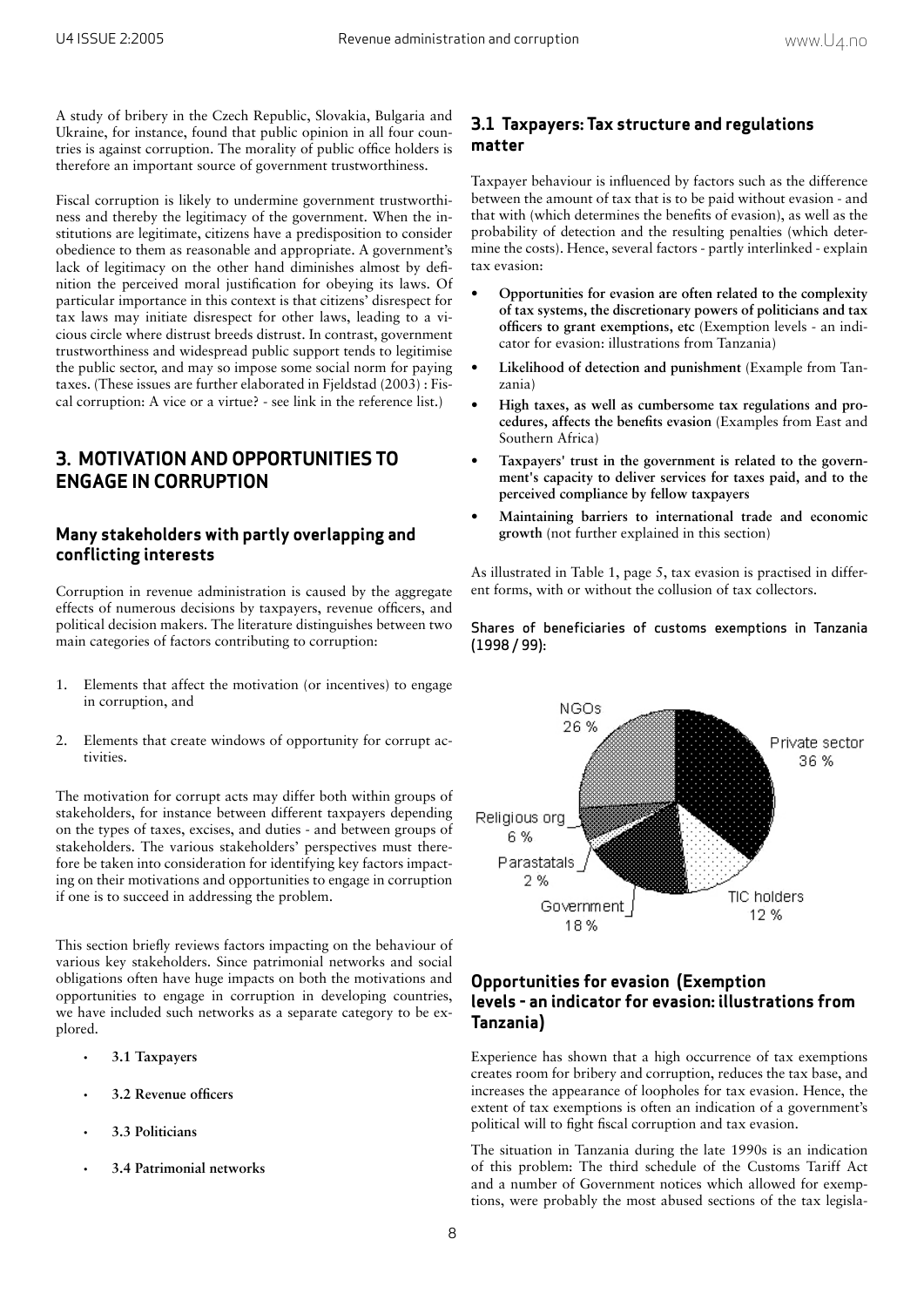A study of bribery in the Czech Republic, Slovakia, Bulgaria and Ukraine, for instance, found that public opinion in all four countries is against corruption. The morality of public office holders is therefore an important source of government trustworthiness.

Fiscal corruption is likely to undermine government trustworthiness and thereby the legitimacy of the government. When the institutions are legitimate, citizens have a predisposition to consider obedience to them as reasonable and appropriate. A government's lack of legitimacy on the other hand diminishes almost by definition the perceived moral justification for obeying its laws. Of particular importance in this context is that citizens' disrespect for tax laws may initiate disrespect for other laws, leading to a vicious circle where distrust breeds distrust. In contrast, government trustworthiness and widespread public support tends to legitimise the public sector, and may so impose some social norm for paying taxes. (These issues are further elaborated in Fjeldstad (2003) : Fiscal corruption: A vice or a virtue? - see link in the reference list.)

## 3. MOTIVATION AND OPPORTUNITIES TO ENGAGE IN CORRUPTION

### Many stakeholders with partly overlapping and conflicting interests

Corruption in revenue administration is caused by the aggregate effects of numerous decisions by taxpayers, revenue officers, and political decision makers. The literature distinguishes between two main categories of factors contributing to corruption:

1. Elements that affect the motivation (or incentives) to engage in corruption, and
2. Elements that create windows of opportunity for corrupt activities.

The motivation for corrupt acts may differ both within groups of stakeholders, for instance between different taxpayers depending on the types of taxes, excises, and duties - and between groups of stakeholders. The various stakeholders' perspectives must therefore be taken into consideration for identifying key factors impacting on their motivations and opportunities to engage in corruption if one is to succeed in addressing the problem.

This section briefly reviews factors impacting on the behaviour of various key stakeholders. Since patrimonial networks and social obligations often have huge impacts on both the motivations and opportunities to engage in corruption in developing countries, we have included such networks as a separate category to be explored.

- **3.1 Taxpayers**
- **3.2 Revenue officers**
- **3.3 Politicians**
- **3.4 Patrimonial networks**

### 3.1 Taxpayers: Tax structure and regulations matter

Taxpayer behaviour is influenced by factors such as the difference between the amount of tax that is to be paid without evasion - and that with (which determines the benefits of evasion), as well as the probability of detection and the resulting penalties (which determine the costs). Hence, several factors - partly interlinked - explain tax evasion:

- **Opportunities for evasion are often related to the complexity of tax systems, the discretionary powers of politicians and tax officers to grant exemptions, etc** (Exemption levels - an indicator for evasion: illustrations from Tanzania)
- **Likelihood of detection and punishment** (Example from Tanzania)
- **High taxes, as well as cumbersome tax regulations and procedures, affects the benefits evasion** (Examples from East and Southern Africa)
- **Taxpayers' trust in the government is related to the government's capacity to deliver services for taxes paid, and to the perceived compliance by fellow taxpayers**
- **Maintaining barriers to international trade and economic growth** (not further explained in this section)

As illustrated in Table 1, page 5, tax evasion is practised in different forms, with or without the collusion of tax collectors.

Shares of beneficiaries of customs exemptions in Tanzania (1998 / 99):

| Beneficiary | Share |
|---|---|
| Private sector | 36 % |
| NGOs | 26 % |
| Government | 18 % |
| TIC holders | 12 % |
| Religious org | 6 % |
| Parastatals | 2 % |

### Opportunities for evasion (Exemption levels - an indicator for evasion: illustrations from Tanzania)

Experience has shown that a high occurrence of tax exemptions creates room for bribery and corruption, reduces the tax base, and increases the appearance of loopholes for tax evasion. Hence, the extent of tax exemptions is often an indication of a government's political will to fight fiscal corruption and tax evasion.

The situation in Tanzania during the late 1990s is an indication of this problem: The third schedule of the Customs Tariff Act and a number of Government notices which allowed for exemptions, were probably the most abused sections of the tax legisla-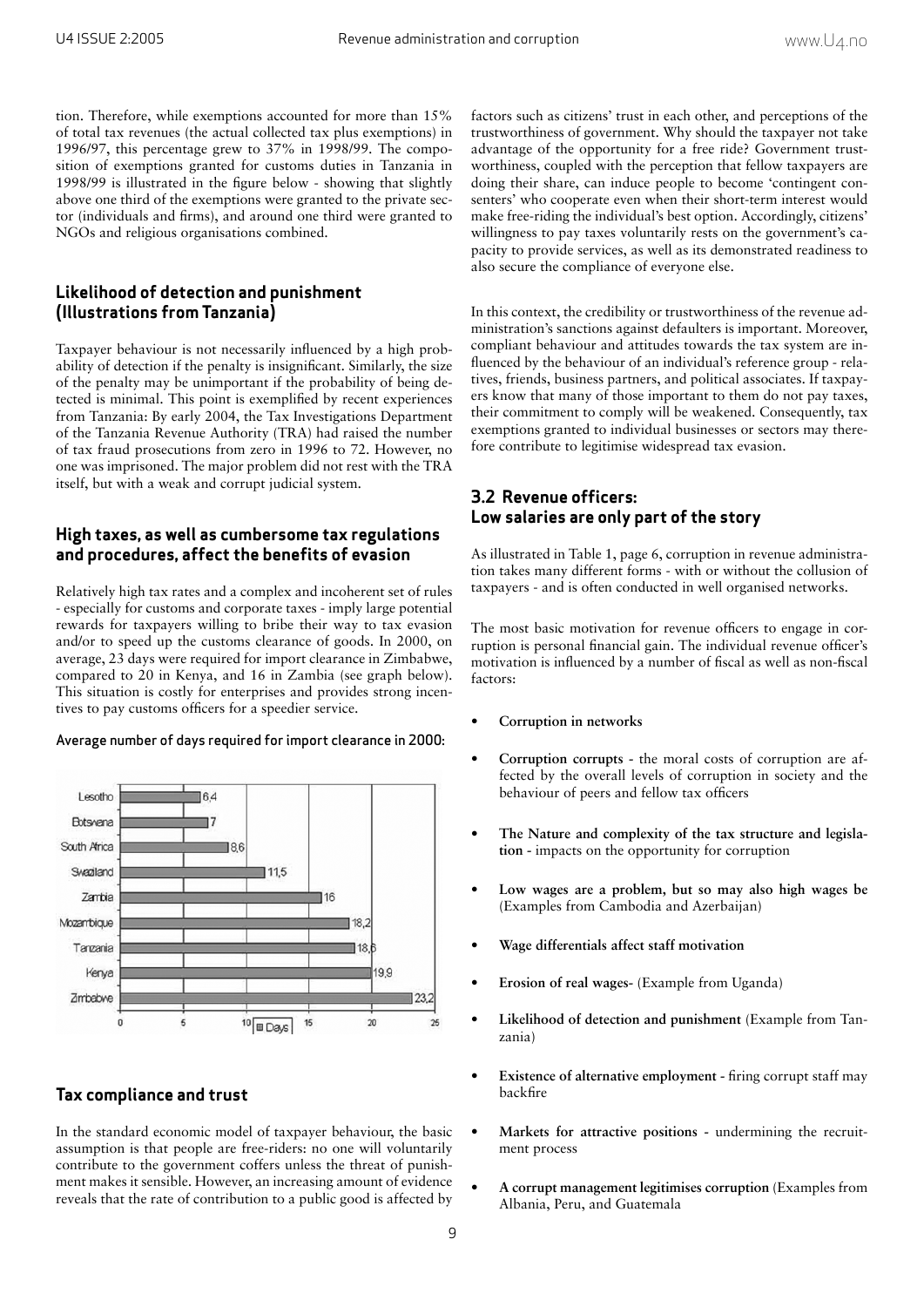tion. Therefore, while exemptions accounted for more than 15% of total tax revenues (the actual collected tax plus exemptions) in 1996/97, this percentage grew to 37% in 1998/99. The composition of exemptions granted for customs duties in Tanzania in 1998/99 is illustrated in the figure below - showing that slightly above one third of the exemptions were granted to the private sector (individuals and firms), and around one third were granted to NGOs and religious organisations combined.

### Likelihood of detection and punishment (Illustrations from Tanzania)

Taxpayer behaviour is not necessarily influenced by a high probability of detection if the penalty is insignificant. Similarly, the size of the penalty may be unimportant if the probability of being detected is minimal. This point is exemplified by recent experiences from Tanzania: By early 2004, the Tax Investigations Department of the Tanzania Revenue Authority (TRA) had raised the number of tax fraud prosecutions from zero in 1996 to 72. However, no one was imprisoned. The major problem did not rest with the TRA itself, but with a weak and corrupt judicial system.

### High taxes, as well as cumbersome tax regulations and procedures, affect the benefits of evasion

Relatively high tax rates and a complex and incoherent set of rules - especially for customs and corporate taxes - imply large potential rewards for taxpayers willing to bribe their way to tax evasion and/or to speed up the customs clearance of goods. In 2000, on average, 23 days were required for import clearance in Zimbabwe, compared to 20 in Kenya, and 16 in Zambia (see graph below). This situation is costly for enterprises and provides strong incentives to pay customs officers for a speedier service.

Average number of days required for import clearance in 2000:

| Country | Days |
|---|---|
| Lesotho | 6,4 |
| Botswana | 7 |
| South Africa | 8,6 |
| Swaziland | 11,5 |
| Zambia | 16 |
| Mozambique | 18,2 |
| Tanzania | 18,6 |
| Kenya | 19,9 |
| Zimbabwe | 23,2 |

### Tax compliance and trust

In the standard economic model of taxpayer behaviour, the basic assumption is that people are free-riders: no one will voluntarily contribute to the government coffers unless the threat of punishment makes it sensible. However, an increasing amount of evidence reveals that the rate of contribution to a public good is affected by factors such as citizens' trust in each other, and perceptions of the trustworthiness of government. Why should the taxpayer not take advantage of the opportunity for a free ride? Government trustworthiness, coupled with the perception that fellow taxpayers are doing their share, can induce people to become 'contingent consenters' who cooperate even when their short-term interest would make free-riding the individual's best option. Accordingly, citizens' willingness to pay taxes voluntarily rests on the government's capacity to provide services, as well as its demonstrated readiness to also secure the compliance of everyone else.

In this context, the credibility or trustworthiness of the revenue administration's sanctions against defaulters is important. Moreover, compliant behaviour and attitudes towards the tax system are influenced by the behaviour of an individual's reference group - relatives, friends, business partners, and political associates. If taxpayers know that many of those important to them do not pay taxes, their commitment to comply will be weakened. Consequently, tax exemptions granted to individual businesses or sectors may therefore contribute to legitimise widespread tax evasion.

## 3.2 Revenue officers: Low salaries are only part of the story

As illustrated in Table 1, page 6, corruption in revenue administration takes many different forms - with or without the collusion of taxpayers - and is often conducted in well organised networks.

The most basic motivation for revenue officers to engage in corruption is personal financial gain. The individual revenue officer's motivation is influenced by a number of fiscal as well as non-fiscal factors:

- **Corruption in networks**
- **Corruption corrupts** - the moral costs of corruption are affected by the overall levels of corruption in society and the behaviour of peers and fellow tax officers
- **The Nature and complexity of the tax structure and legislation** - impacts on the opportunity for corruption
- **Low wages are a problem, but so may also high wages be** (Examples from Cambodia and Azerbaijan)
- **Wage differentials affect staff motivation**
- **Erosion of real wages**- (Example from Uganda)
- **Likelihood of detection and punishment** (Example from Tanzania)
- **Existence of alternative employment** - firing corrupt staff may backfire
- **Markets for attractive positions** - undermining the recruitment process
- **A corrupt management legitimises corruption** (Examples from Albania, Peru, and Guatemala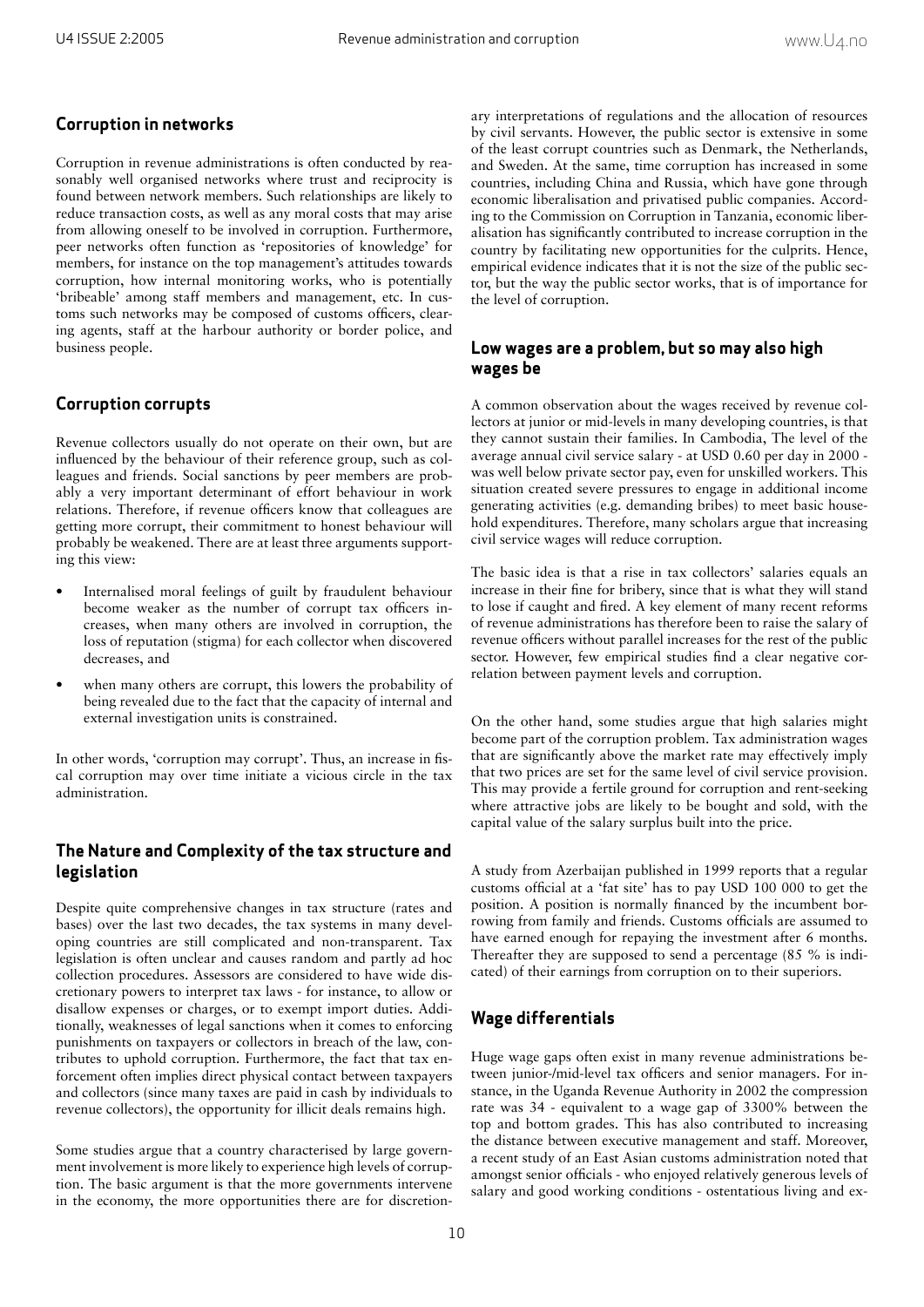## Corruption in networks

Corruption in revenue administrations is often conducted by reasonably well organised networks where trust and reciprocity is found between network members. Such relationships are likely to reduce transaction costs, as well as any moral costs that may arise from allowing oneself to be involved in corruption. Furthermore, peer networks often function as 'repositories of knowledge' for members, for instance on the top management's attitudes towards corruption, how internal monitoring works, who is potentially 'bribeable' among staff members and management, etc. In customs such networks may be composed of customs officers, clearing agents, staff at the harbour authority or border police, and business people.

## Corruption corrupts

Revenue collectors usually do not operate on their own, but are influenced by the behaviour of their reference group, such as colleagues and friends. Social sanctions by peer members are probably a very important determinant of effort behaviour in work relations. Therefore, if revenue officers know that colleagues are getting more corrupt, their commitment to honest behaviour will probably be weakened. There are at least three arguments supporting this view:

- Internalised moral feelings of guilt by fraudulent behaviour become weaker as the number of corrupt tax officers increases, when many others are involved in corruption, the loss of reputation (stigma) for each collector when discovered decreases, and
- when many others are corrupt, this lowers the probability of being revealed due to the fact that the capacity of internal and external investigation units is constrained.

In other words, 'corruption may corrupt'. Thus, an increase in fiscal corruption may over time initiate a vicious circle in the tax administration.

## The Nature and Complexity of the tax structure and legislation

Despite quite comprehensive changes in tax structure (rates and bases) over the last two decades, the tax systems in many developing countries are still complicated and non-transparent. Tax legislation is often unclear and causes random and partly ad hoc collection procedures. Assessors are considered to have wide discretionary powers to interpret tax laws - for instance, to allow or disallow expenses or charges, or to exempt import duties. Additionally, weaknesses of legal sanctions when it comes to enforcing punishments on taxpayers or collectors in breach of the law, contributes to uphold corruption. Furthermore, the fact that tax enforcement often implies direct physical contact between taxpayers and collectors (since many taxes are paid in cash by individuals to revenue collectors), the opportunity for illicit deals remains high.

Some studies argue that a country characterised by large government involvement is more likely to experience high levels of corruption. The basic argument is that the more governments intervene in the economy, the more opportunities there are for discretionary interpretations of regulations and the allocation of resources by civil servants. However, the public sector is extensive in some of the least corrupt countries such as Denmark, the Netherlands, and Sweden. At the same, time corruption has increased in some countries, including China and Russia, which have gone through economic liberalisation and privatised public companies. According to the Commission on Corruption in Tanzania, economic liberalisation has significantly contributed to increase corruption in the country by facilitating new opportunities for the culprits. Hence, empirical evidence indicates that it is not the size of the public sector, but the way the public sector works, that is of importance for the level of corruption.

## Low wages are a problem, but so may also high wages be

A common observation about the wages received by revenue collectors at junior or mid-levels in many developing countries, is that they cannot sustain their families. In Cambodia, The level of the average annual civil service salary - at USD 0.60 per day in 2000 - was well below private sector pay, even for unskilled workers. This situation created severe pressures to engage in additional income generating activities (e.g. demanding bribes) to meet basic household expenditures. Therefore, many scholars argue that increasing civil service wages will reduce corruption.

The basic idea is that a rise in tax collectors' salaries equals an increase in their fine for bribery, since that is what they will stand to lose if caught and fired. A key element of many recent reforms of revenue administrations has therefore been to raise the salary of revenue officers without parallel increases for the rest of the public sector. However, few empirical studies find a clear negative correlation between payment levels and corruption.

On the other hand, some studies argue that high salaries might become part of the corruption problem. Tax administration wages that are significantly above the market rate may effectively imply that two prices are set for the same level of civil service provision. This may provide a fertile ground for corruption and rent-seeking where attractive jobs are likely to be bought and sold, with the capital value of the salary surplus built into the price.

A study from Azerbaijan published in 1999 reports that a regular customs official at a 'fat site' has to pay USD 100 000 to get the position. A position is normally financed by the incumbent borrowing from family and friends. Customs officials are assumed to have earned enough for repaying the investment after 6 months. Thereafter they are supposed to send a percentage (85 % is indicated) of their earnings from corruption on to their superiors.

## Wage differentials

Huge wage gaps often exist in many revenue administrations between junior-/mid-level tax officers and senior managers. For instance, in the Uganda Revenue Authority in 2002 the compression rate was 34 - equivalent to a wage gap of 3300% between the top and bottom grades. This has also contributed to increasing the distance between executive management and staff. Moreover, a recent study of an East Asian customs administration noted that amongst senior officials - who enjoyed relatively generous levels of salary and good working conditions - ostentatious living and ex-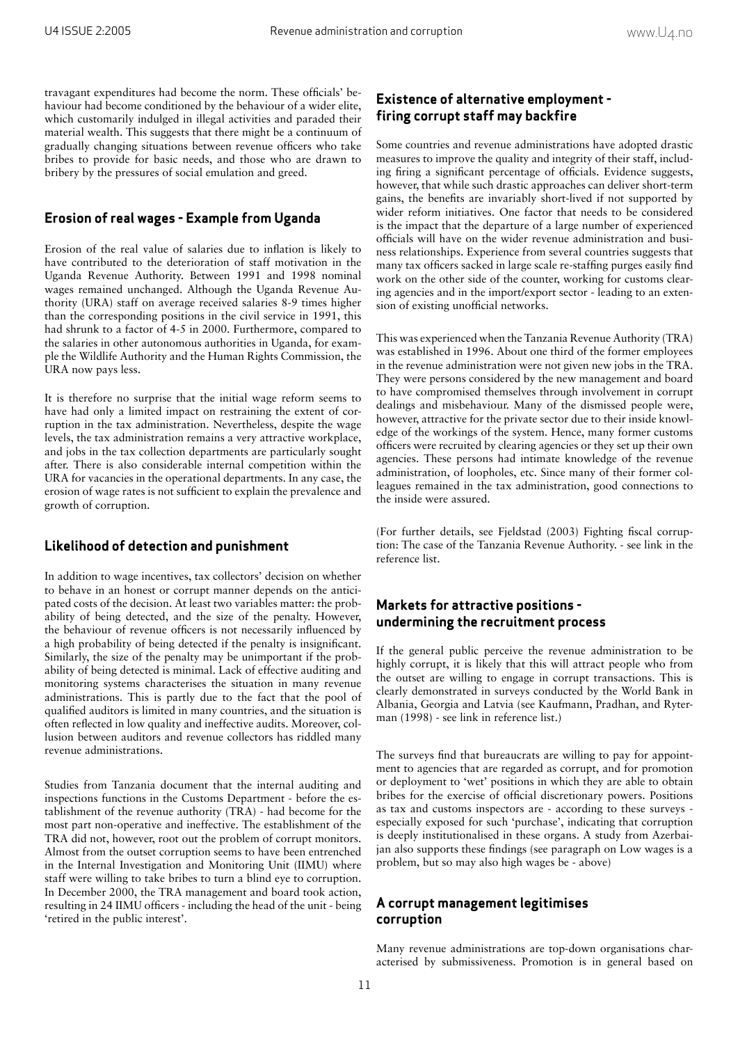travagant expenditures had become the norm. These officials' behaviour had become conditioned by the behaviour of a wider elite, which customarily indulged in illegal activities and paraded their material wealth. This suggests that there might be a continuum of gradually changing situations between revenue officers who take bribes to provide for basic needs, and those who are drawn to bribery by the pressures of social emulation and greed.

## Erosion of real wages - Example from Uganda

Erosion of the real value of salaries due to inflation is likely to have contributed to the deterioration of staff motivation in the Uganda Revenue Authority. Between 1991 and 1998 nominal wages remained unchanged. Although the Uganda Revenue Authority (URA) staff on average received salaries 8-9 times higher than the corresponding positions in the civil service in 1991, this had shrunk to a factor of 4-5 in 2000. Furthermore, compared to the salaries in other autonomous authorities in Uganda, for example the Wildlife Authority and the Human Rights Commission, the URA now pays less.

It is therefore no surprise that the initial wage reform seems to have had only a limited impact on restraining the extent of corruption in the tax administration. Nevertheless, despite the wage levels, the tax administration remains a very attractive workplace, and jobs in the tax collection departments are particularly sought after. There is also considerable internal competition within the URA for vacancies in the operational departments. In any case, the erosion of wage rates is not sufficient to explain the prevalence and growth of corruption.

## Likelihood of detection and punishment

In addition to wage incentives, tax collectors' decision on whether to behave in an honest or corrupt manner depends on the anticipated costs of the decision. At least two variables matter: the probability of being detected, and the size of the penalty. However, the behaviour of revenue officers is not necessarily influenced by a high probability of being detected if the penalty is insignificant. Similarly, the size of the penalty may be unimportant if the probability of being detected is minimal. Lack of effective auditing and monitoring systems characterises the situation in many revenue administrations. This is partly due to the fact that the pool of qualified auditors is limited in many countries, and the situation is often reflected in low quality and ineffective audits. Moreover, collusion between auditors and revenue collectors has riddled many revenue administrations.

Studies from Tanzania document that the internal auditing and inspections functions in the Customs Department - before the establishment of the revenue authority (TRA) - had become for the most part non-operative and ineffective. The establishment of the TRA did not, however, root out the problem of corrupt monitors. Almost from the outset corruption seems to have been entrenched in the Internal Investigation and Monitoring Unit (IIMU) where staff were willing to take bribes to turn a blind eye to corruption. In December 2000, the TRA management and board took action, resulting in 24 IIMU officers - including the head of the unit - being 'retired in the public interest'.

## Existence of alternative employment - firing corrupt staff may backfire

Some countries and revenue administrations have adopted drastic measures to improve the quality and integrity of their staff, including firing a significant percentage of officials. Evidence suggests, however, that while such drastic approaches can deliver short-term gains, the benefits are invariably short-lived if not supported by wider reform initiatives. One factor that needs to be considered is the impact that the departure of a large number of experienced officials will have on the wider revenue administration and business relationships. Experience from several countries suggests that many tax officers sacked in large scale re-staffing purges easily find work on the other side of the counter, working for customs clearing agencies and in the import/export sector - leading to an extension of existing unofficial networks.

This was experienced when the Tanzania Revenue Authority (TRA) was established in 1996. About one third of the former employees in the revenue administration were not given new jobs in the TRA. They were persons considered by the new management and board to have compromised themselves through involvement in corrupt dealings and misbehaviour. Many of the dismissed people were, however, attractive for the private sector due to their inside knowledge of the workings of the system. Hence, many former customs officers were recruited by clearing agencies or they set up their own agencies. These persons had intimate knowledge of the revenue administration, of loopholes, etc. Since many of their former colleagues remained in the tax administration, good connections to the inside were assured.

(For further details, see Fjeldstad (2003) Fighting fiscal corruption: The case of the Tanzania Revenue Authority. - see link in the reference list.

## Markets for attractive positions - undermining the recruitment process

If the general public perceive the revenue administration to be highly corrupt, it is likely that this will attract people who from the outset are willing to engage in corrupt transactions. This is clearly demonstrated in surveys conducted by the World Bank in Albania, Georgia and Latvia (see Kaufmann, Pradhan, and Ryterman (1998) - see link in reference list.)

The surveys find that bureaucrats are willing to pay for appointment to agencies that are regarded as corrupt, and for promotion or deployment to 'wet' positions in which they are able to obtain bribes for the exercise of official discretionary powers. Positions as tax and customs inspectors are - according to these surveys - especially exposed for such 'purchase', indicating that corruption is deeply institutionalised in these organs. A study from Azerbaijan also supports these findings (see paragraph on Low wages is a problem, but so may also high wages be - above)

## A corrupt management legitimises corruption

Many revenue administrations are top-down organisations characterised by submissiveness. Promotion is in general based on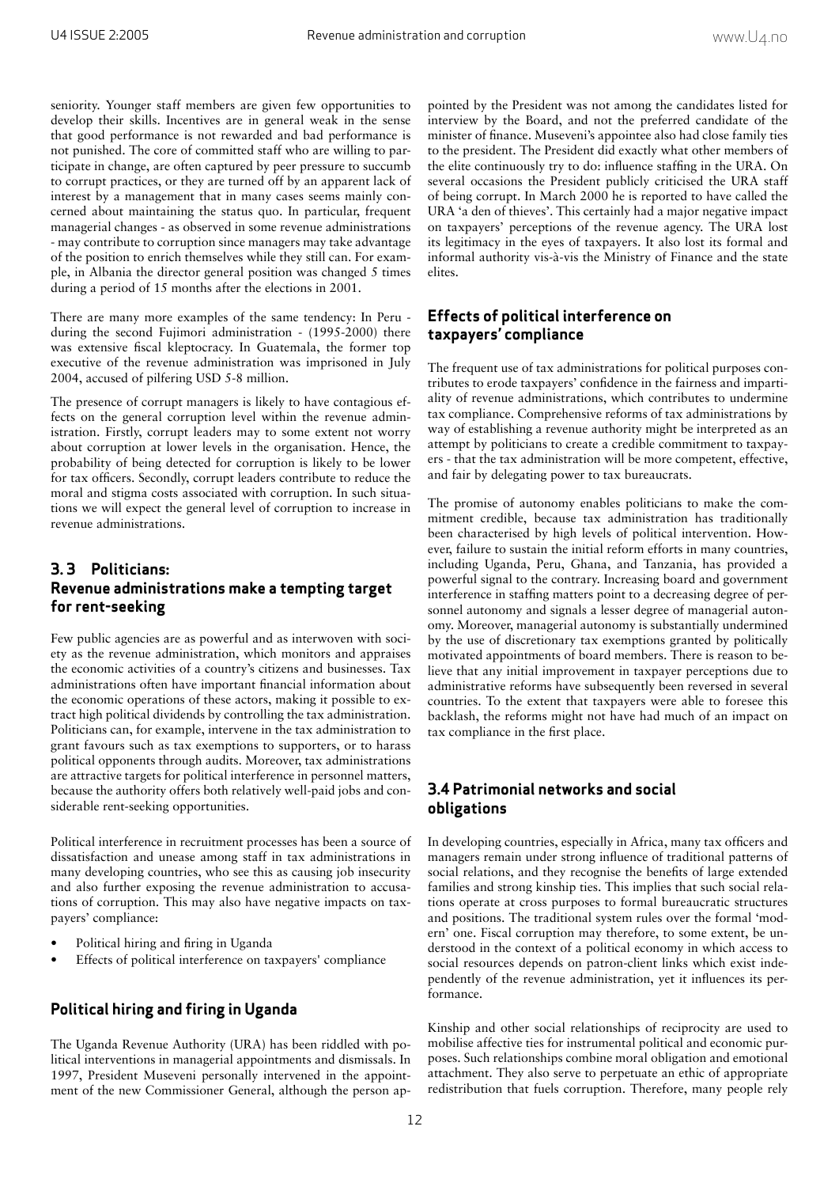seniority. Younger staff members are given few opportunities to develop their skills. Incentives are in general weak in the sense that good performance is not rewarded and bad performance is not punished. The core of committed staff who are willing to participate in change, are often captured by peer pressure to succumb to corrupt practices, or they are turned off by an apparent lack of interest by a management that in many cases seems mainly concerned about maintaining the status quo. In particular, frequent managerial changes - as observed in some revenue administrations - may contribute to corruption since managers may take advantage of the position to enrich themselves while they still can. For example, in Albania the director general position was changed 5 times during a period of 15 months after the elections in 2001.

There are many more examples of the same tendency: In Peru - during the second Fujimori administration - (1995-2000) there was extensive fiscal kleptocracy. In Guatemala, the former top executive of the revenue administration was imprisoned in July 2004, accused of pilfering USD 5-8 million.

The presence of corrupt managers is likely to have contagious effects on the general corruption level within the revenue administration. Firstly, corrupt leaders may to some extent not worry about corruption at lower levels in the organisation. Hence, the probability of being detected for corruption is likely to be lower for tax officers. Secondly, corrupt leaders contribute to reduce the moral and stigma costs associated with corruption. In such situations we will expect the general level of corruption to increase in revenue administrations.

## 3. 3 Politicians: Revenue administrations make a tempting target for rent-seeking

Few public agencies are as powerful and as interwoven with society as the revenue administration, which monitors and appraises the economic activities of a country's citizens and businesses. Tax administrations often have important financial information about the economic operations of these actors, making it possible to extract high political dividends by controlling the tax administration. Politicians can, for example, intervene in the tax administration to grant favours such as tax exemptions to supporters, or to harass political opponents through audits. Moreover, tax administrations are attractive targets for political interference in personnel matters, because the authority offers both relatively well-paid jobs and considerable rent-seeking opportunities.

Political interference in recruitment processes has been a source of dissatisfaction and unease among staff in tax administrations in many developing countries, who see this as causing job insecurity and also further exposing the revenue administration to accusations of corruption. This may also have negative impacts on taxpayers' compliance:

- Political hiring and firing in Uganda
- Effects of political interference on taxpayers' compliance

### Political hiring and firing in Uganda

The Uganda Revenue Authority (URA) has been riddled with political interventions in managerial appointments and dismissals. In 1997, President Museveni personally intervened in the appointment of the new Commissioner General, although the person appointed by the President was not among the candidates listed for interview by the Board, and not the preferred candidate of the minister of finance. Museveni's appointee also had close family ties to the president. The President did exactly what other members of the elite continuously try to do: influence staffing in the URA. On several occasions the President publicly criticised the URA staff of being corrupt. In March 2000 he is reported to have called the URA 'a den of thieves'. This certainly had a major negative impact on taxpayers' perceptions of the revenue agency. The URA lost its legitimacy in the eyes of taxpayers. It also lost its formal and informal authority vis-à-vis the Ministry of Finance and the state elites.

### Effects of political interference on taxpayers' compliance

The frequent use of tax administrations for political purposes contributes to erode taxpayers' confidence in the fairness and impartiality of revenue administrations, which contributes to undermine tax compliance. Comprehensive reforms of tax administrations by way of establishing a revenue authority might be interpreted as an attempt by politicians to create a credible commitment to taxpayers - that the tax administration will be more competent, effective, and fair by delegating power to tax bureaucrats.

The promise of autonomy enables politicians to make the commitment credible, because tax administration has traditionally been characterised by high levels of political intervention. However, failure to sustain the initial reform efforts in many countries, including Uganda, Peru, Ghana, and Tanzania, has provided a powerful signal to the contrary. Increasing board and government interference in staffing matters point to a decreasing degree of personnel autonomy and signals a lesser degree of managerial autonomy. Moreover, managerial autonomy is substantially undermined by the use of discretionary tax exemptions granted by politically motivated appointments of board members. There is reason to believe that any initial improvement in taxpayer perceptions due to administrative reforms have subsequently been reversed in several countries. To the extent that taxpayers were able to foresee this backlash, the reforms might not have had much of an impact on tax compliance in the first place.

## 3.4 Patrimonial networks and social obligations

In developing countries, especially in Africa, many tax officers and managers remain under strong influence of traditional patterns of social relations, and they recognise the benefits of large extended families and strong kinship ties. This implies that such social relations operate at cross purposes to formal bureaucratic structures and positions. The traditional system rules over the formal 'modern' one. Fiscal corruption may therefore, to some extent, be understood in the context of a political economy in which access to social resources depends on patron-client links which exist independently of the revenue administration, yet it influences its performance.

Kinship and other social relationships of reciprocity are used to mobilise affective ties for instrumental political and economic purposes. Such relationships combine moral obligation and emotional attachment. They also serve to perpetuate an ethic of appropriate redistribution that fuels corruption. Therefore, many people rely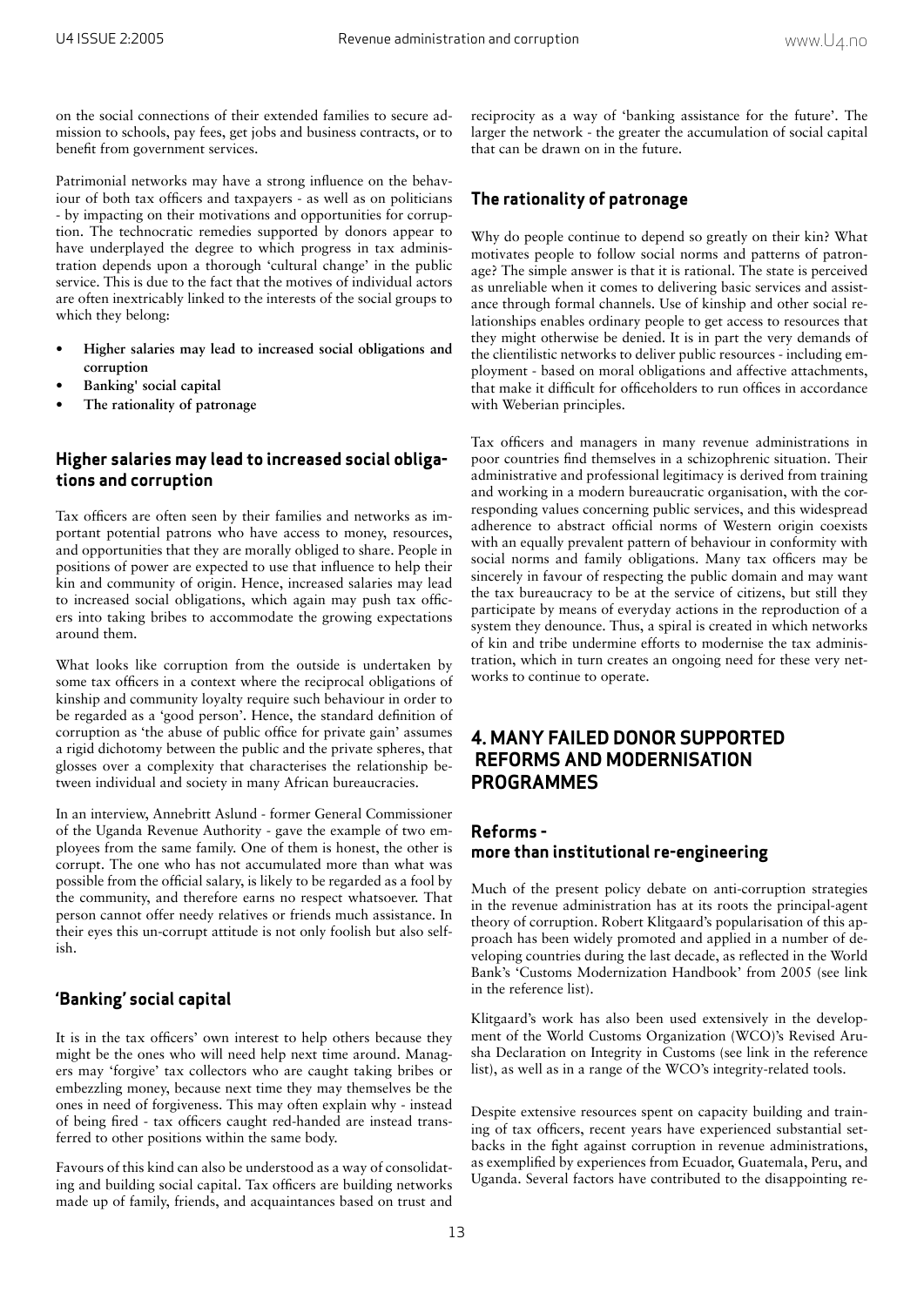on the social connections of their extended families to secure admission to schools, pay fees, get jobs and business contracts, or to benefit from government services.

Patrimonial networks may have a strong influence on the behaviour of both tax officers and taxpayers - as well as on politicians - by impacting on their motivations and opportunities for corruption. The technocratic remedies supported by donors appear to have underplayed the degree to which progress in tax administration depends upon a thorough 'cultural change' in the public service. This is due to the fact that the motives of individual actors are often inextricably linked to the interests of the social groups to which they belong:

- **Higher salaries may lead to increased social obligations and corruption**
- **Banking' social capital**
- **The rationality of patronage**

### Higher salaries may lead to increased social obligations and corruption

Tax officers are often seen by their families and networks as important potential patrons who have access to money, resources, and opportunities that they are morally obliged to share. People in positions of power are expected to use that influence to help their kin and community of origin. Hence, increased salaries may lead to increased social obligations, which again may push tax officers into taking bribes to accommodate the growing expectations around them.

What looks like corruption from the outside is undertaken by some tax officers in a context where the reciprocal obligations of kinship and community loyalty require such behaviour in order to be regarded as a 'good person'. Hence, the standard definition of corruption as 'the abuse of public office for private gain' assumes a rigid dichotomy between the public and the private spheres, that glosses over a complexity that characterises the relationship between individual and society in many African bureaucracies.

In an interview, Annebritt Aslund - former General Commissioner of the Uganda Revenue Authority - gave the example of two employees from the same family. One of them is honest, the other is corrupt. The one who has not accumulated more than what was possible from the official salary, is likely to be regarded as a fool by the community, and therefore earns no respect whatsoever. That person cannot offer needy relatives or friends much assistance. In their eyes this un-corrupt attitude is not only foolish but also selfish.

### 'Banking' social capital

It is in the tax officers' own interest to help others because they might be the ones who will need help next time around. Managers may 'forgive' tax collectors who are caught taking bribes or embezzling money, because next time they may themselves be the ones in need of forgiveness. This may often explain why - instead of being fired - tax officers caught red-handed are instead transferred to other positions within the same body.

Favours of this kind can also be understood as a way of consolidating and building social capital. Tax officers are building networks made up of family, friends, and acquaintances based on trust and reciprocity as a way of 'banking assistance for the future'. The larger the network - the greater the accumulation of social capital that can be drawn on in the future.

### The rationality of patronage

Why do people continue to depend so greatly on their kin? What motivates people to follow social norms and patterns of patronage? The simple answer is that it is rational. The state is perceived as unreliable when it comes to delivering basic services and assistance through formal channels. Use of kinship and other social relationships enables ordinary people to get access to resources that they might otherwise be denied. It is in part the very demands of the clientilistic networks to deliver public resources - including employment - based on moral obligations and affective attachments, that make it difficult for officeholders to run offices in accordance with Weberian principles.

Tax officers and managers in many revenue administrations in poor countries find themselves in a schizophrenic situation. Their administrative and professional legitimacy is derived from training and working in a modern bureaucratic organisation, with the corresponding values concerning public services, and this widespread adherence to abstract official norms of Western origin coexists with an equally prevalent pattern of behaviour in conformity with social norms and family obligations. Many tax officers may be sincerely in favour of respecting the public domain and may want the tax bureaucracy to be at the service of citizens, but still they participate by means of everyday actions in the reproduction of a system they denounce. Thus, a spiral is created in which networks of kin and tribe undermine efforts to modernise the tax administration, which in turn creates an ongoing need for these very networks to continue to operate.

## 4. MANY FAILED DONOR SUPPORTED REFORMS AND MODERNISATION PROGRAMMES

### Reforms - more than institutional re-engineering

Much of the present policy debate on anti-corruption strategies in the revenue administration has at its roots the principal-agent theory of corruption. Robert Klitgaard's popularisation of this approach has been widely promoted and applied in a number of developing countries during the last decade, as reflected in the World Bank's 'Customs Modernization Handbook' from 2005 (see link in the reference list).

Klitgaard's work has also been used extensively in the development of the World Customs Organization (WCO)'s Revised Arusha Declaration on Integrity in Customs (see link in the reference list), as well as in a range of the WCO's integrity-related tools.

Despite extensive resources spent on capacity building and training of tax officers, recent years have experienced substantial setbacks in the fight against corruption in revenue administrations, as exemplified by experiences from Ecuador, Guatemala, Peru, and Uganda. Several factors have contributed to the disappointing re-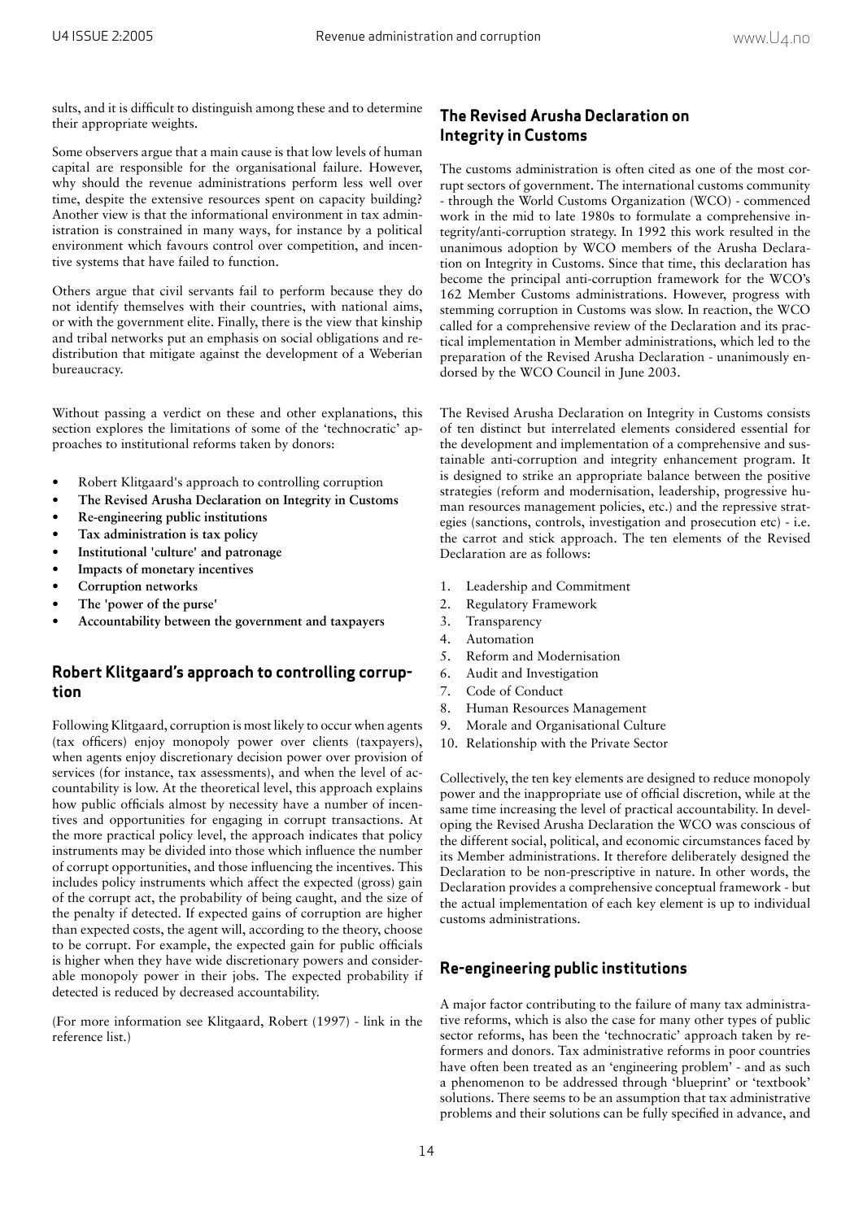sults, and it is difficult to distinguish among these and to determine their appropriate weights.

Some observers argue that a main cause is that low levels of human capital are responsible for the organisational failure. However, why should the revenue administrations perform less well over time, despite the extensive resources spent on capacity building? Another view is that the informational environment in tax administration is constrained in many ways, for instance by a political environment which favours control over competition, and incentive systems that have failed to function.

Others argue that civil servants fail to perform because they do not identify themselves with their countries, with national aims, or with the government elite. Finally, there is the view that kinship and tribal networks put an emphasis on social obligations and redistribution that mitigate against the development of a Weberian bureaucracy.

Without passing a verdict on these and other explanations, this section explores the limitations of some of the 'technocratic' approaches to institutional reforms taken by donors:

- Robert Klitgaard's approach to controlling corruption
- **The Revised Arusha Declaration on Integrity in Customs**
- **Re-engineering public institutions**
- **Tax administration is tax policy**
- **Institutional 'culture' and patronage**
- **Impacts of monetary incentives**
- **Corruption networks**
- **The 'power of the purse'**
- **Accountability between the government and taxpayers**

## Robert Klitgaard's approach to controlling corruption

Following Klitgaard, corruption is most likely to occur when agents (tax officers) enjoy monopoly power over clients (taxpayers), when agents enjoy discretionary decision power over provision of services (for instance, tax assessments), and when the level of accountability is low. At the theoretical level, this approach explains how public officials almost by necessity have a number of incentives and opportunities for engaging in corrupt transactions. At the more practical policy level, the approach indicates that policy instruments may be divided into those which influence the number of corrupt opportunities, and those influencing the incentives. This includes policy instruments which affect the expected (gross) gain of the corrupt act, the probability of being caught, and the size of the penalty if detected. If expected gains of corruption are higher than expected costs, the agent will, according to the theory, choose to be corrupt. For example, the expected gain for public officials is higher when they have wide discretionary powers and considerable monopoly power in their jobs. The expected probability if detected is reduced by decreased accountability.

(For more information see Klitgaard, Robert (1997) - link in the reference list.)

## The Revised Arusha Declaration on Integrity in Customs

The customs administration is often cited as one of the most corrupt sectors of government. The international customs community - through the World Customs Organization (WCO) - commenced work in the mid to late 1980s to formulate a comprehensive integrity/anti-corruption strategy. In 1992 this work resulted in the unanimous adoption by WCO members of the Arusha Declaration on Integrity in Customs. Since that time, this declaration has become the principal anti-corruption framework for the WCO's 162 Member Customs administrations. However, progress with stemming corruption in Customs was slow. In reaction, the WCO called for a comprehensive review of the Declaration and its practical implementation in Member administrations, which led to the preparation of the Revised Arusha Declaration - unanimously endorsed by the WCO Council in June 2003.

The Revised Arusha Declaration on Integrity in Customs consists of ten distinct but interrelated elements considered essential for the development and implementation of a comprehensive and sustainable anti-corruption and integrity enhancement program. It is designed to strike an appropriate balance between the positive strategies (reform and modernisation, leadership, progressive human resources management policies, etc.) and the repressive strategies (sanctions, controls, investigation and prosecution etc) - i.e. the carrot and stick approach. The ten elements of the Revised Declaration are as follows:

1. Leadership and Commitment
2. Regulatory Framework
3. Transparency
4. Automation
5. Reform and Modernisation
6. Audit and Investigation
7. Code of Conduct
8. Human Resources Management
9. Morale and Organisational Culture
10. Relationship with the Private Sector

Collectively, the ten key elements are designed to reduce monopoly power and the inappropriate use of official discretion, while at the same time increasing the level of practical accountability. In developing the Revised Arusha Declaration the WCO was conscious of the different social, political, and economic circumstances faced by its Member administrations. It therefore deliberately designed the Declaration to be non-prescriptive in nature. In other words, the Declaration provides a comprehensive conceptual framework - but the actual implementation of each key element is up to individual customs administrations.

## Re-engineering public institutions

A major factor contributing to the failure of many tax administrative reforms, which is also the case for many other types of public sector reforms, has been the 'technocratic' approach taken by reformers and donors. Tax administrative reforms in poor countries have often been treated as an 'engineering problem' - and as such a phenomenon to be addressed through 'blueprint' or 'textbook' solutions. There seems to be an assumption that tax administrative problems and their solutions can be fully specified in advance, and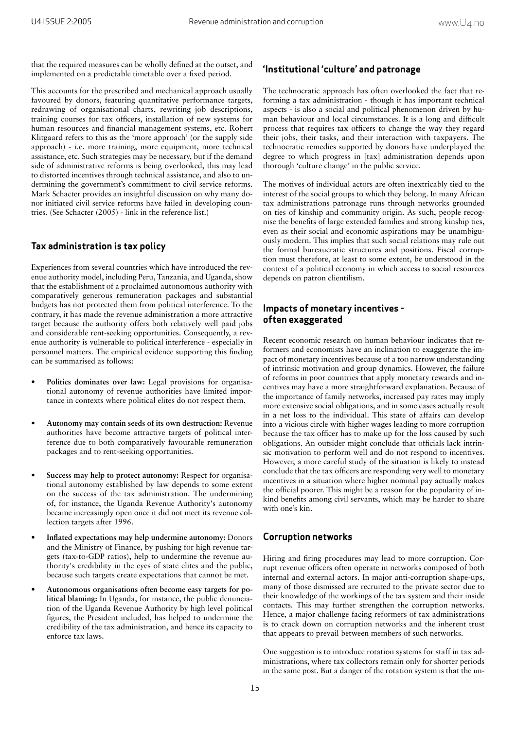that the required measures can be wholly defined at the outset, and implemented on a predictable timetable over a fixed period.

This accounts for the prescribed and mechanical approach usually favoured by donors, featuring quantitative performance targets, redrawing of organisational charts, rewriting job descriptions, training courses for tax officers, installation of new systems for human resources and financial management systems, etc. Robert Klitgaard refers to this as the 'more approach' (or the supply side approach) - i.e. more training, more equipment, more technical assistance, etc. Such strategies may be necessary, but if the demand side of administrative reforms is being overlooked, this may lead to distorted incentives through technical assistance, and also to undermining the government's commitment to civil service reforms. Mark Schacter provides an insightful discussion on why many donor initiated civil service reforms have failed in developing countries. (See Schacter (2005) - link in the reference list.)

## Tax administration is tax policy

Experiences from several countries which have introduced the revenue authority model, including Peru, Tanzania, and Uganda, show that the establishment of a proclaimed autonomous authority with comparatively generous remuneration packages and substantial budgets has not protected them from political interference. To the contrary, it has made the revenue administration a more attractive target because the authority offers both relatively well paid jobs and considerable rent-seeking opportunities. Consequently, a revenue authority is vulnerable to political interference - especially in personnel matters. The empirical evidence supporting this finding can be summarised as follows:

- **Politics dominates over law:** Legal provisions for organisational autonomy of revenue authorities have limited importance in contexts where political elites do not respect them.
- **Autonomy may contain seeds of its own destruction:** Revenue authorities have become attractive targets of political interference due to both comparatively favourable remuneration packages and to rent-seeking opportunities.
- **Success may help to protect autonomy:** Respect for organisational autonomy established by law depends to some extent on the success of the tax administration. The undermining of, for instance, the Uganda Revenue Authority's autonomy became increasingly open once it did not meet its revenue collection targets after 1996.
- **Inflated expectations may help undermine autonomy:** Donors and the Ministry of Finance, by pushing for high revenue targets (tax-to-GDP ratios), help to undermine the revenue authority's credibility in the eyes of state elites and the public, because such targets create expectations that cannot be met.
- **Autonomous organisations often become easy targets for political blaming:** In Uganda, for instance, the public denunciation of the Uganda Revenue Authority by high level political figures, the President included, has helped to undermine the credibility of the tax administration, and hence its capacity to enforce tax laws.

## 'Institutional 'culture' and patronage

The technocratic approach has often overlooked the fact that reforming a tax administration - though it has important technical aspects - is also a social and political phenomenon driven by human behaviour and local circumstances. It is a long and difficult process that requires tax officers to change the way they regard their jobs, their tasks, and their interaction with taxpayers. The technocratic remedies supported by donors have underplayed the degree to which progress in [tax] administration depends upon thorough 'culture change' in the public service.

The motives of individual actors are often inextricably tied to the interest of the social groups to which they belong. In many African tax administrations patronage runs through networks grounded on ties of kinship and community origin. As such, people recognise the benefits of large extended families and strong kinship ties, even as their social and economic aspirations may be unambiguously modern. This implies that such social relations may rule out the formal bureaucratic structures and positions. Fiscal corruption must therefore, at least to some extent, be understood in the context of a political economy in which access to social resources depends on patron clientilism.

## Impacts of monetary incentives - often exaggerated

Recent economic research on human behaviour indicates that reformers and economists have an inclination to exaggerate the impact of monetary incentives because of a too narrow understanding of intrinsic motivation and group dynamics. However, the failure of reforms in poor countries that apply monetary rewards and incentives may have a more straightforward explanation. Because of the importance of family networks, increased pay rates may imply more extensive social obligations, and in some cases actually result in a net loss to the individual. This state of affairs can develop into a vicious circle with higher wages leading to more corruption because the tax officer has to make up for the loss caused by such obligations. An outsider might conclude that officials lack intrinsic motivation to perform well and do not respond to incentives. However, a more careful study of the situation is likely to instead conclude that the tax officers are responding very well to monetary incentives in a situation where higher nominal pay actually makes the official poorer. This might be a reason for the popularity of in-kind benefits among civil servants, which may be harder to share with one's kin.

## Corruption networks

Hiring and firing procedures may lead to more corruption. Corrupt revenue officers often operate in networks composed of both internal and external actors. In major anti-corruption shape-ups, many of those dismissed are recruited to the private sector due to their knowledge of the workings of the tax system and their inside contacts. This may further strengthen the corruption networks. Hence, a major challenge facing reformers of tax administrations is to crack down on corruption networks and the inherent trust that appears to prevail between members of such networks.

One suggestion is to introduce rotation systems for staff in tax administrations, where tax collectors remain only for shorter periods in the same post. But a danger of the rotation system is that the un-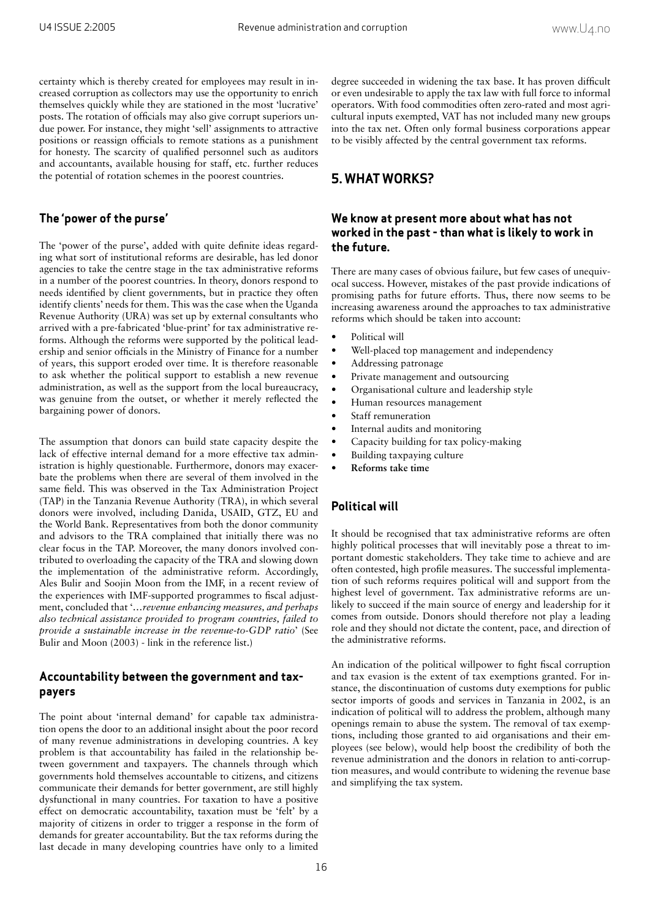certainty which is thereby created for employees may result in increased corruption as collectors may use the opportunity to enrich themselves quickly while they are stationed in the most 'lucrative' posts. The rotation of officials may also give corrupt superiors undue power. For instance, they might 'sell' assignments to attractive positions or reassign officials to remote stations as a punishment for honesty. The scarcity of qualified personnel such as auditors and accountants, available housing for staff, etc. further reduces the potential of rotation schemes in the poorest countries.

### The 'power of the purse'

The 'power of the purse', added with quite definite ideas regarding what sort of institutional reforms are desirable, has led donor agencies to take the centre stage in the tax administrative reforms in a number of the poorest countries. In theory, donors respond to needs identified by client governments, but in practice they often identify clients' needs for them. This was the case when the Uganda Revenue Authority (URA) was set up by external consultants who arrived with a pre-fabricated 'blue-print' for tax administrative reforms. Although the reforms were supported by the political leadership and senior officials in the Ministry of Finance for a number of years, this support eroded over time. It is therefore reasonable to ask whether the political support to establish a new revenue administration, as well as the support from the local bureaucracy, was genuine from the outset, or whether it merely reflected the bargaining power of donors.

The assumption that donors can build state capacity despite the lack of effective internal demand for a more effective tax administration is highly questionable. Furthermore, donors may exacerbate the problems when there are several of them involved in the same field. This was observed in the Tax Administration Project (TAP) in the Tanzania Revenue Authority (TRA), in which several donors were involved, including Danida, USAID, GTZ, EU and the World Bank. Representatives from both the donor community and advisors to the TRA complained that initially there was no clear focus in the TAP. Moreover, the many donors involved contributed to overloading the capacity of the TRA and slowing down the implementation of the administrative reform. Accordingly, Ales Bulir and Soojin Moon from the IMF, in a recent review of the experiences with IMF-supported programmes to fiscal adjustment, concluded that '*...revenue enhancing measures, and perhaps also technical assistance provided to program countries, failed to provide a sustainable increase in the revenue-to-GDP ratio*' (See Bulir and Moon (2003) - link in the reference list.)

### Accountability between the government and taxpayers

The point about 'internal demand' for capable tax administration opens the door to an additional insight about the poor record of many revenue administrations in developing countries. A key problem is that accountability has failed in the relationship between government and taxpayers. The channels through which governments hold themselves accountable to citizens, and citizens communicate their demands for better government, are still highly dysfunctional in many countries. For taxation to have a positive effect on democratic accountability, taxation must be 'felt' by a majority of citizens in order to trigger a response in the form of demands for greater accountability. But the tax reforms during the last decade in many developing countries have only to a limited degree succeeded in widening the tax base. It has proven difficult or even undesirable to apply the tax law with full force to informal operators. With food commodities often zero-rated and most agricultural inputs exempted, VAT has not included many new groups into the tax net. Often only formal business corporations appear to be visibly affected by the central government tax reforms.

## 5. WHAT WORKS?

### We know at present more about what has not worked in the past - than what is likely to work in the future.

There are many cases of obvious failure, but few cases of unequivocal success. However, mistakes of the past provide indications of promising paths for future efforts. Thus, there now seems to be increasing awareness around the approaches to tax administrative reforms which should be taken into account:

- Political will
- Well-placed top management and independency
- Addressing patronage
- Private management and outsourcing
- Organisational culture and leadership style
- Human resources management
- Staff remuneration
- Internal audits and monitoring
- Capacity building for tax policy-making
- Building taxpaying culture
- **Reforms take time**

### Political will

It should be recognised that tax administrative reforms are often highly political processes that will inevitably pose a threat to important domestic stakeholders. They take time to achieve and are often contested, high profile measures. The successful implementation of such reforms requires political will and support from the highest level of government. Tax administrative reforms are unlikely to succeed if the main source of energy and leadership for it comes from outside. Donors should therefore not play a leading role and they should not dictate the content, pace, and direction of the administrative reforms.

An indication of the political willpower to fight fiscal corruption and tax evasion is the extent of tax exemptions granted. For instance, the discontinuation of customs duty exemptions for public sector imports of goods and services in Tanzania in 2002, is an indication of political will to address the problem, although many openings remain to abuse the system. The removal of tax exemptions, including those granted to aid organisations and their employees (see below), would help boost the credibility of both the revenue administration and the donors in relation to anti-corruption measures, and would contribute to widening the revenue base and simplifying the tax system.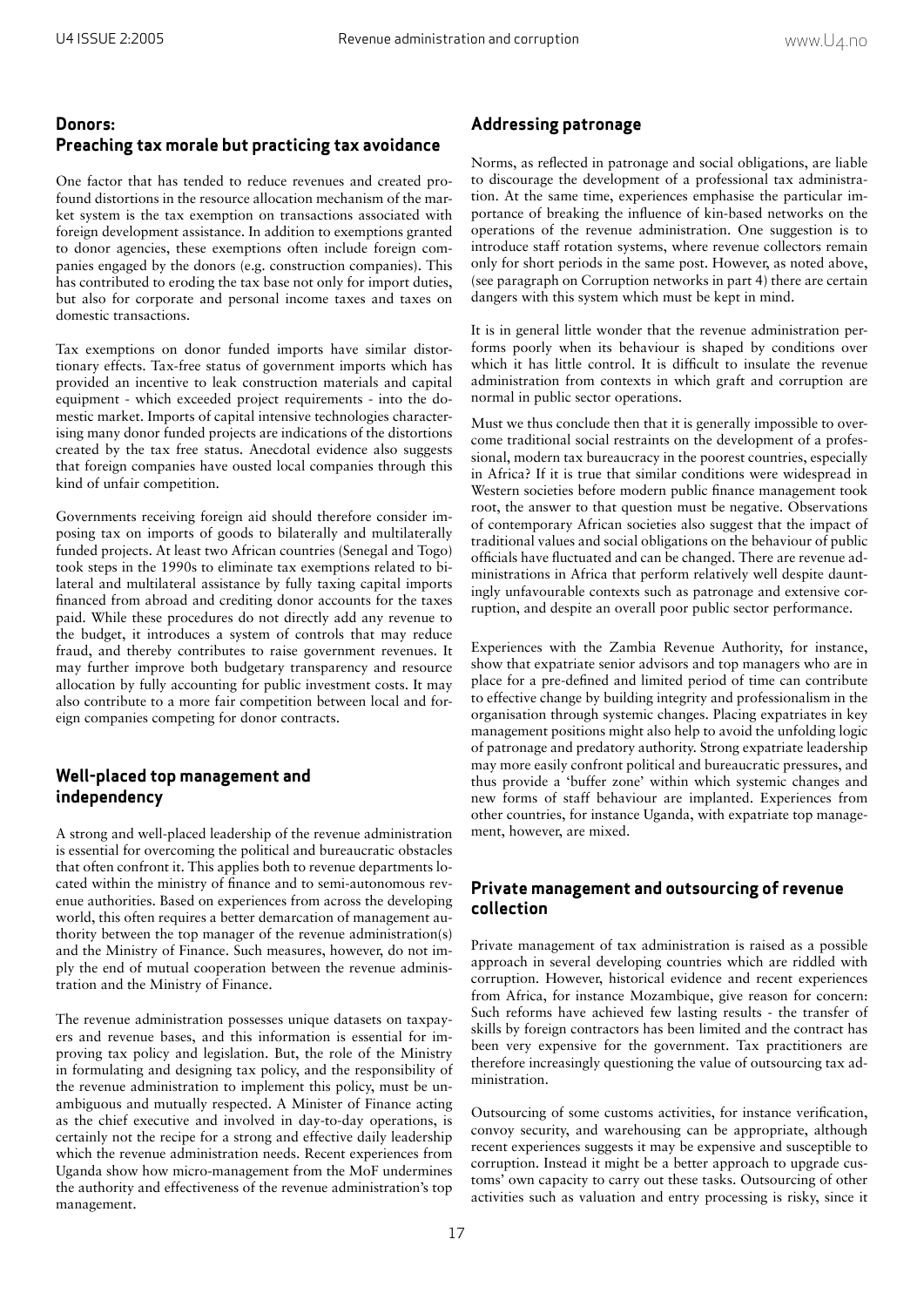## Donors: Preaching tax morale but practicing tax avoidance

One factor that has tended to reduce revenues and created profound distortions in the resource allocation mechanism of the market system is the tax exemption on transactions associated with foreign development assistance. In addition to exemptions granted to donor agencies, these exemptions often include foreign companies engaged by the donors (e.g. construction companies). This has contributed to eroding the tax base not only for import duties, but also for corporate and personal income taxes and taxes on domestic transactions.

Tax exemptions on donor funded imports have similar distortionary effects. Tax-free status of government imports which has provided an incentive to leak construction materials and capital equipment - which exceeded project requirements - into the domestic market. Imports of capital intensive technologies characterising many donor funded projects are indications of the distortions created by the tax free status. Anecdotal evidence also suggests that foreign companies have ousted local companies through this kind of unfair competition.

Governments receiving foreign aid should therefore consider imposing tax on imports of goods to bilaterally and multilaterally funded projects. At least two African countries (Senegal and Togo) took steps in the 1990s to eliminate tax exemptions related to bilateral and multilateral assistance by fully taxing capital imports financed from abroad and crediting donor accounts for the taxes paid. While these procedures do not directly add any revenue to the budget, it introduces a system of controls that may reduce fraud, and thereby contributes to raise government revenues. It may further improve both budgetary transparency and resource allocation by fully accounting for public investment costs. It may also contribute to a more fair competition between local and foreign companies competing for donor contracts.

## Well-placed top management and independency

A strong and well-placed leadership of the revenue administration is essential for overcoming the political and bureaucratic obstacles that often confront it. This applies both to revenue departments located within the ministry of finance and to semi-autonomous revenue authorities. Based on experiences from across the developing world, this often requires a better demarcation of management authority between the top manager of the revenue administration(s) and the Ministry of Finance. Such measures, however, do not imply the end of mutual cooperation between the revenue administration and the Ministry of Finance.

The revenue administration possesses unique datasets on taxpayers and revenue bases, and this information is essential for improving tax policy and legislation. But, the role of the Ministry in formulating and designing tax policy, and the responsibility of the revenue administration to implement this policy, must be unambiguous and mutually respected. A Minister of Finance acting as the chief executive and involved in day-to-day operations, is certainly not the recipe for a strong and effective daily leadership which the revenue administration needs. Recent experiences from Uganda show how micro-management from the MoF undermines the authority and effectiveness of the revenue administration's top management.

## Addressing patronage

Norms, as reflected in patronage and social obligations, are liable to discourage the development of a professional tax administration. At the same time, experiences emphasise the particular importance of breaking the influence of kin-based networks on the operations of the revenue administration. One suggestion is to introduce staff rotation systems, where revenue collectors remain only for short periods in the same post. However, as noted above, (see paragraph on Corruption networks in part 4) there are certain dangers with this system which must be kept in mind.

It is in general little wonder that the revenue administration performs poorly when its behaviour is shaped by conditions over which it has little control. It is difficult to insulate the revenue administration from contexts in which graft and corruption are normal in public sector operations.

Must we thus conclude then that it is generally impossible to overcome traditional social restraints on the development of a professional, modern tax bureaucracy in the poorest countries, especially in Africa? If it is true that similar conditions were widespread in Western societies before modern public finance management took root, the answer to that question must be negative. Observations of contemporary African societies also suggest that the impact of traditional values and social obligations on the behaviour of public officials have fluctuated and can be changed. There are revenue administrations in Africa that perform relatively well despite dauntingly unfavourable contexts such as patronage and extensive corruption, and despite an overall poor public sector performance.

Experiences with the Zambia Revenue Authority, for instance, show that expatriate senior advisors and top managers who are in place for a pre-defined and limited period of time can contribute to effective change by building integrity and professionalism in the organisation through systemic changes. Placing expatriates in key management positions might also help to avoid the unfolding logic of patronage and predatory authority. Strong expatriate leadership may more easily confront political and bureaucratic pressures, and thus provide a 'buffer zone' within which systemic changes and new forms of staff behaviour are implanted. Experiences from other countries, for instance Uganda, with expatriate top management, however, are mixed.

## Private management and outsourcing of revenue collection

Private management of tax administration is raised as a possible approach in several developing countries which are riddled with corruption. However, historical evidence and recent experiences from Africa, for instance Mozambique, give reason for concern: Such reforms have achieved few lasting results - the transfer of skills by foreign contractors has been limited and the contract has been very expensive for the government. Tax practitioners are therefore increasingly questioning the value of outsourcing tax administration.

Outsourcing of some customs activities, for instance verification, convoy security, and warehousing can be appropriate, although recent experiences suggests it may be expensive and susceptible to corruption. Instead it might be a better approach to upgrade customs' own capacity to carry out these tasks. Outsourcing of other activities such as valuation and entry processing is risky, since it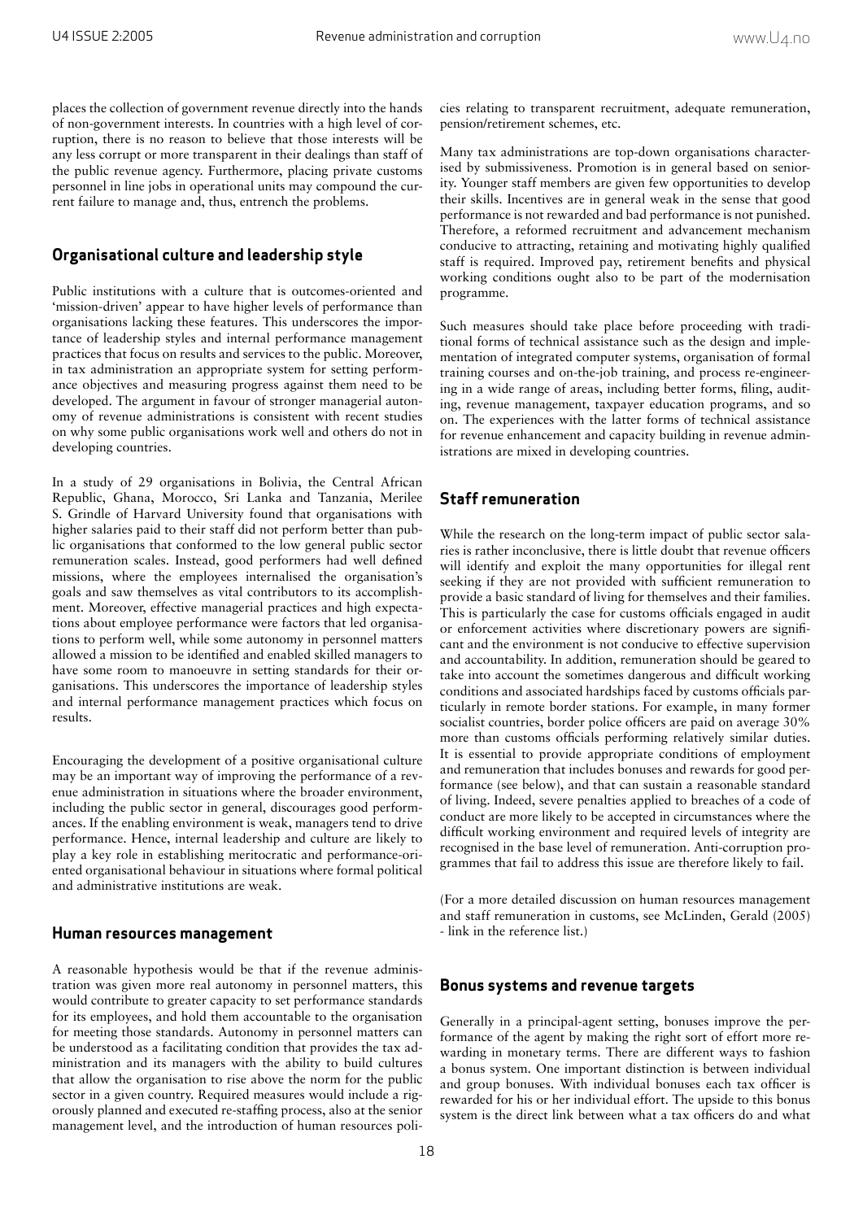places the collection of government revenue directly into the hands of non-government interests. In countries with a high level of corruption, there is no reason to believe that those interests will be any less corrupt or more transparent in their dealings than staff of the public revenue agency. Furthermore, placing private customs personnel in line jobs in operational units may compound the current failure to manage and, thus, entrench the problems.

## Organisational culture and leadership style

Public institutions with a culture that is outcomes-oriented and 'mission-driven' appear to have higher levels of performance than organisations lacking these features. This underscores the importance of leadership styles and internal performance management practices that focus on results and services to the public. Moreover, in tax administration an appropriate system for setting performance objectives and measuring progress against them need to be developed. The argument in favour of stronger managerial autonomy of revenue administrations is consistent with recent studies on why some public organisations work well and others do not in developing countries.

In a study of 29 organisations in Bolivia, the Central African Republic, Ghana, Morocco, Sri Lanka and Tanzania, Merilee S. Grindle of Harvard University found that organisations with higher salaries paid to their staff did not perform better than public organisations that conformed to the low general public sector remuneration scales. Instead, good performers had well defined missions, where the employees internalised the organisation's goals and saw themselves as vital contributors to its accomplishment. Moreover, effective managerial practices and high expectations about employee performance were factors that led organisations to perform well, while some autonomy in personnel matters allowed a mission to be identified and enabled skilled managers to have some room to manoeuvre in setting standards for their organisations. This underscores the importance of leadership styles and internal performance management practices which focus on results.

Encouraging the development of a positive organisational culture may be an important way of improving the performance of a revenue administration in situations where the broader environment, including the public sector in general, discourages good performances. If the enabling environment is weak, managers tend to drive performance. Hence, internal leadership and culture are likely to play a key role in establishing meritocratic and performance-oriented organisational behaviour in situations where formal political and administrative institutions are weak.

## Human resources management

A reasonable hypothesis would be that if the revenue administration was given more real autonomy in personnel matters, this would contribute to greater capacity to set performance standards for its employees, and hold them accountable to the organisation for meeting those standards. Autonomy in personnel matters can be understood as a facilitating condition that provides the tax administration and its managers with the ability to build cultures that allow the organisation to rise above the norm for the public sector in a given country. Required measures would include a rigorously planned and executed re-staffing process, also at the senior management level, and the introduction of human resources policies relating to transparent recruitment, adequate remuneration, pension/retirement schemes, etc.

Many tax administrations are top-down organisations characterised by submissiveness. Promotion is in general based on seniority. Younger staff members are given few opportunities to develop their skills. Incentives are in general weak in the sense that good performance is not rewarded and bad performance is not punished. Therefore, a reformed recruitment and advancement mechanism conducive to attracting, retaining and motivating highly qualified staff is required. Improved pay, retirement benefits and physical working conditions ought also to be part of the modernisation programme.

Such measures should take place before proceeding with traditional forms of technical assistance such as the design and implementation of integrated computer systems, organisation of formal training courses and on-the-job training, and process re-engineering in a wide range of areas, including better forms, filing, auditing, revenue management, taxpayer education programs, and so on. The experiences with the latter forms of technical assistance for revenue enhancement and capacity building in revenue administrations are mixed in developing countries.

## Staff remuneration

While the research on the long-term impact of public sector salaries is rather inconclusive, there is little doubt that revenue officers will identify and exploit the many opportunities for illegal rent seeking if they are not provided with sufficient remuneration to provide a basic standard of living for themselves and their families. This is particularly the case for customs officials engaged in audit or enforcement activities where discretionary powers are significant and the environment is not conducive to effective supervision and accountability. In addition, remuneration should be geared to take into account the sometimes dangerous and difficult working conditions and associated hardships faced by customs officials particularly in remote border stations. For example, in many former socialist countries, border police officers are paid on average 30% more than customs officials performing relatively similar duties. It is essential to provide appropriate conditions of employment and remuneration that includes bonuses and rewards for good performance (see below), and that can sustain a reasonable standard of living. Indeed, severe penalties applied to breaches of a code of conduct are more likely to be accepted in circumstances where the difficult working environment and required levels of integrity are recognised in the base level of remuneration. Anti-corruption programmes that fail to address this issue are therefore likely to fail.

(For a more detailed discussion on human resources management and staff remuneration in customs, see McLinden, Gerald (2005) - link in the reference list.)

## Bonus systems and revenue targets

Generally in a principal-agent setting, bonuses improve the performance of the agent by making the right sort of effort more rewarding in monetary terms. There are different ways to fashion a bonus system. One important distinction is between individual and group bonuses. With individual bonuses each tax officer is rewarded for his or her individual effort. The upside to this bonus system is the direct link between what a tax officers do and what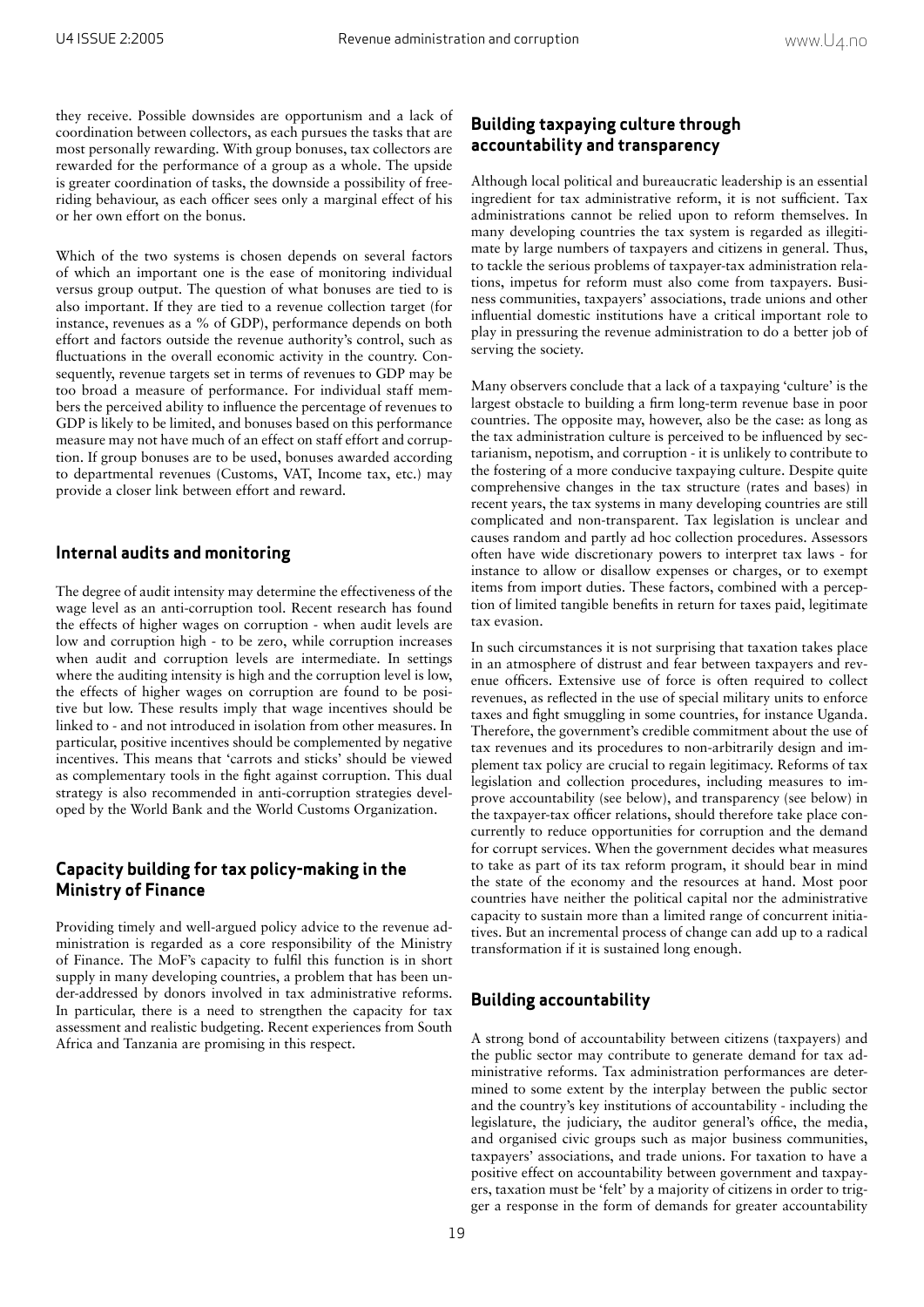they receive. Possible downsides are opportunism and a lack of coordination between collectors, as each pursues the tasks that are most personally rewarding. With group bonuses, tax collectors are rewarded for the performance of a group as a whole. The upside is greater coordination of tasks, the downside a possibility of free-riding behaviour, as each officer sees only a marginal effect of his or her own effort on the bonus.

Which of the two systems is chosen depends on several factors of which an important one is the ease of monitoring individual versus group output. The question of what bonuses are tied to is also important. If they are tied to a revenue collection target (for instance, revenues as a % of GDP), performance depends on both effort and factors outside the revenue authority's control, such as fluctuations in the overall economic activity in the country. Consequently, revenue targets set in terms of revenues to GDP may be too broad a measure of performance. For individual staff members the perceived ability to influence the percentage of revenues to GDP is likely to be limited, and bonuses based on this performance measure may not have much of an effect on staff effort and corruption. If group bonuses are to be used, bonuses awarded according to departmental revenues (Customs, VAT, Income tax, etc.) may provide a closer link between effort and reward.

## Internal audits and monitoring

The degree of audit intensity may determine the effectiveness of the wage level as an anti-corruption tool. Recent research has found the effects of higher wages on corruption - when audit levels are low and corruption high - to be zero, while corruption increases when audit and corruption levels are intermediate. In settings where the auditing intensity is high and the corruption level is low, the effects of higher wages on corruption are found to be positive but low. These results imply that wage incentives should be linked to - and not introduced in isolation from other measures. In particular, positive incentives should be complemented by negative incentives. This means that 'carrots and sticks' should be viewed as complementary tools in the fight against corruption. This dual strategy is also recommended in anti-corruption strategies developed by the World Bank and the World Customs Organization.

## Capacity building for tax policy-making in the Ministry of Finance

Providing timely and well-argued policy advice to the revenue administration is regarded as a core responsibility of the Ministry of Finance. The MoF's capacity to fulfil this function is in short supply in many developing countries, a problem that has been under-addressed by donors involved in tax administrative reforms. In particular, there is a need to strengthen the capacity for tax assessment and realistic budgeting. Recent experiences from South Africa and Tanzania are promising in this respect.

## Building taxpaying culture through accountability and transparency

Although local political and bureaucratic leadership is an essential ingredient for tax administrative reform, it is not sufficient. Tax administrations cannot be relied upon to reform themselves. In many developing countries the tax system is regarded as illegitimate by large numbers of taxpayers and citizens in general. Thus, to tackle the serious problems of taxpayer-tax administration relations, impetus for reform must also come from taxpayers. Business communities, taxpayers' associations, trade unions and other influential domestic institutions have a critical important role to play in pressuring the revenue administration to do a better job of serving the society.

Many observers conclude that a lack of a taxpaying 'culture' is the largest obstacle to building a firm long-term revenue base in poor countries. The opposite may, however, also be the case: as long as the tax administration culture is perceived to be influenced by sectarianism, nepotism, and corruption - it is unlikely to contribute to the fostering of a more conducive taxpaying culture. Despite quite comprehensive changes in the tax structure (rates and bases) in recent years, the tax systems in many developing countries are still complicated and non-transparent. Tax legislation is unclear and causes random and partly ad hoc collection procedures. Assessors often have wide discretionary powers to interpret tax laws - for instance to allow or disallow expenses or charges, or to exempt items from import duties. These factors, combined with a perception of limited tangible benefits in return for taxes paid, legitimate tax evasion.

In such circumstances it is not surprising that taxation takes place in an atmosphere of distrust and fear between taxpayers and revenue officers. Extensive use of force is often required to collect revenues, as reflected in the use of special military units to enforce taxes and fight smuggling in some countries, for instance Uganda. Therefore, the government's credible commitment about the use of tax revenues and its procedures to non-arbitrarily design and implement tax policy are crucial to regain legitimacy. Reforms of tax legislation and collection procedures, including measures to improve accountability (see below), and transparency (see below) in the taxpayer-tax officer relations, should therefore take place concurrently to reduce opportunities for corruption and the demand for corrupt services. When the government decides what measures to take as part of its tax reform program, it should bear in mind the state of the economy and the resources at hand. Most poor countries have neither the political capital nor the administrative capacity to sustain more than a limited range of concurrent initiatives. But an incremental process of change can add up to a radical transformation if it is sustained long enough.

## Building accountability

A strong bond of accountability between citizens (taxpayers) and the public sector may contribute to generate demand for tax administrative reforms. Tax administration performances are determined to some extent by the interplay between the public sector and the country's key institutions of accountability - including the legislature, the judiciary, the auditor general's office, the media, and organised civic groups such as major business communities, taxpayers' associations, and trade unions. For taxation to have a positive effect on accountability between government and taxpayers, taxation must be 'felt' by a majority of citizens in order to trigger a response in the form of demands for greater accountability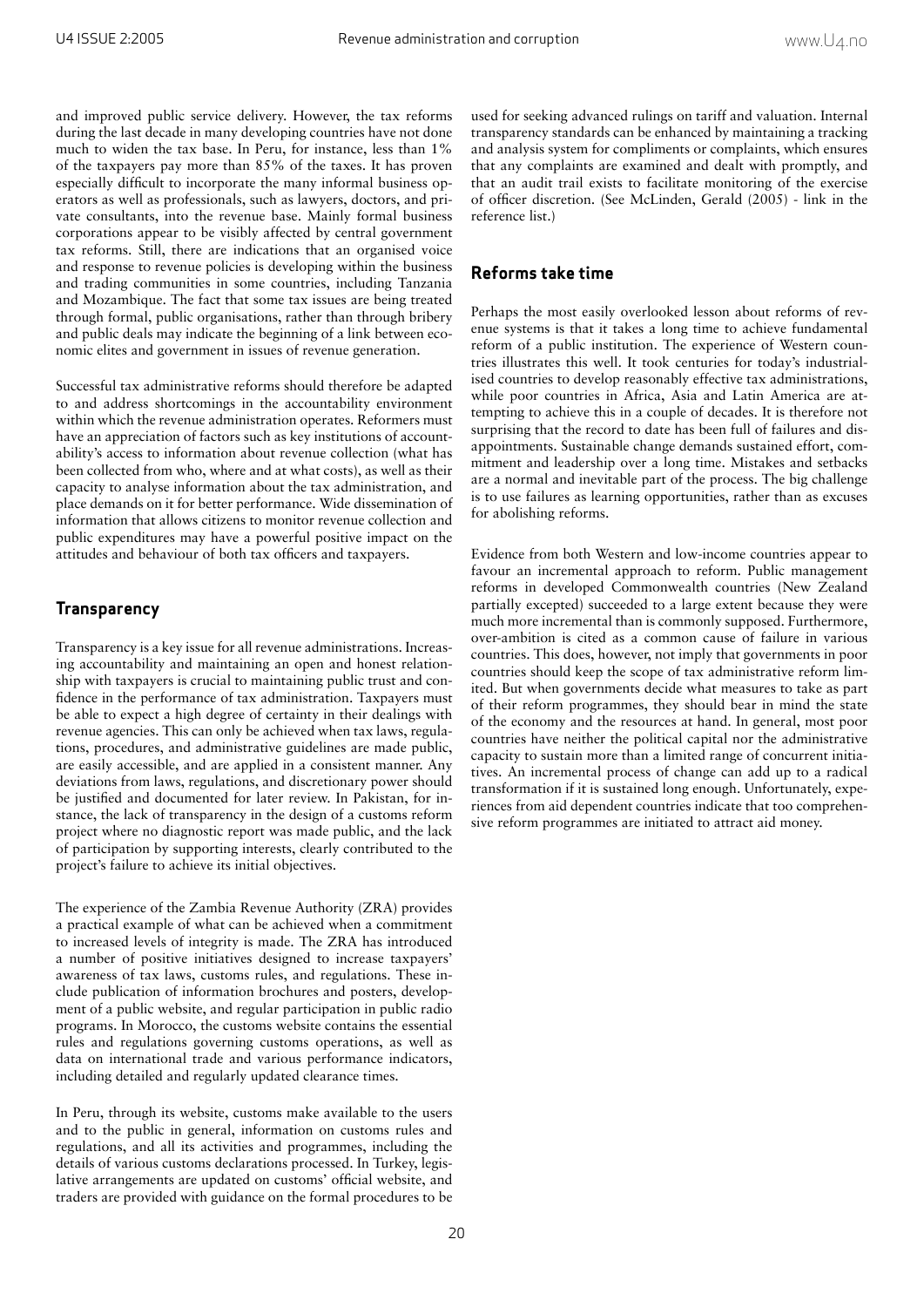and improved public service delivery. However, the tax reforms during the last decade in many developing countries have not done much to widen the tax base. In Peru, for instance, less than 1% of the taxpayers pay more than 85% of the taxes. It has proven especially difficult to incorporate the many informal business operators as well as professionals, such as lawyers, doctors, and private consultants, into the revenue base. Mainly formal business corporations appear to be visibly affected by central government tax reforms. Still, there are indications that an organised voice and response to revenue policies is developing within the business and trading communities in some countries, including Tanzania and Mozambique. The fact that some tax issues are being treated through formal, public organisations, rather than through bribery and public deals may indicate the beginning of a link between economic elites and government in issues of revenue generation.

Successful tax administrative reforms should therefore be adapted to and address shortcomings in the accountability environment within which the revenue administration operates. Reformers must have an appreciation of factors such as key institutions of accountability's access to information about revenue collection (what has been collected from who, where and at what costs), as well as their capacity to analyse information about the tax administration, and place demands on it for better performance. Wide dissemination of information that allows citizens to monitor revenue collection and public expenditures may have a powerful positive impact on the attitudes and behaviour of both tax officers and taxpayers.

## Transparency

Transparency is a key issue for all revenue administrations. Increasing accountability and maintaining an open and honest relationship with taxpayers is crucial to maintaining public trust and confidence in the performance of tax administration. Taxpayers must be able to expect a high degree of certainty in their dealings with revenue agencies. This can only be achieved when tax laws, regulations, procedures, and administrative guidelines are made public, are easily accessible, and are applied in a consistent manner. Any deviations from laws, regulations, and discretionary power should be justified and documented for later review. In Pakistan, for instance, the lack of transparency in the design of a customs reform project where no diagnostic report was made public, and the lack of participation by supporting interests, clearly contributed to the project's failure to achieve its initial objectives.

The experience of the Zambia Revenue Authority (ZRA) provides a practical example of what can be achieved when a commitment to increased levels of integrity is made. The ZRA has introduced a number of positive initiatives designed to increase taxpayers' awareness of tax laws, customs rules, and regulations. These include publication of information brochures and posters, development of a public website, and regular participation in public radio programs. In Morocco, the customs website contains the essential rules and regulations governing customs operations, as well as data on international trade and various performance indicators, including detailed and regularly updated clearance times.

In Peru, through its website, customs make available to the users and to the public in general, information on customs rules and regulations, and all its activities and programmes, including the details of various customs declarations processed. In Turkey, legislative arrangements are updated on customs' official website, and traders are provided with guidance on the formal procedures to be used for seeking advanced rulings on tariff and valuation. Internal transparency standards can be enhanced by maintaining a tracking and analysis system for compliments or complaints, which ensures that any complaints are examined and dealt with promptly, and that an audit trail exists to facilitate monitoring of the exercise of officer discretion. (See McLinden, Gerald (2005) - link in the reference list.)

## Reforms take time

Perhaps the most easily overlooked lesson about reforms of revenue systems is that it takes a long time to achieve fundamental reform of a public institution. The experience of Western countries illustrates this well. It took centuries for today's industrialised countries to develop reasonably effective tax administrations, while poor countries in Africa, Asia and Latin America are attempting to achieve this in a couple of decades. It is therefore not surprising that the record to date has been full of failures and disappointments. Sustainable change demands sustained effort, commitment and leadership over a long time. Mistakes and setbacks are a normal and inevitable part of the process. The big challenge is to use failures as learning opportunities, rather than as excuses for abolishing reforms.

Evidence from both Western and low-income countries appear to favour an incremental approach to reform. Public management reforms in developed Commonwealth countries (New Zealand partially excepted) succeeded to a large extent because they were much more incremental than is commonly supposed. Furthermore, over-ambition is cited as a common cause of failure in various countries. This does, however, not imply that governments in poor countries should keep the scope of tax administrative reform limited. But when governments decide what measures to take as part of their reform programmes, they should bear in mind the state of the economy and the resources at hand. In general, most poor countries have neither the political capital nor the administrative capacity to sustain more than a limited range of concurrent initiatives. An incremental process of change can add up to a radical transformation if it is sustained long enough. Unfortunately, experiences from aid dependent countries indicate that too comprehensive reform programmes are initiated to attract aid money.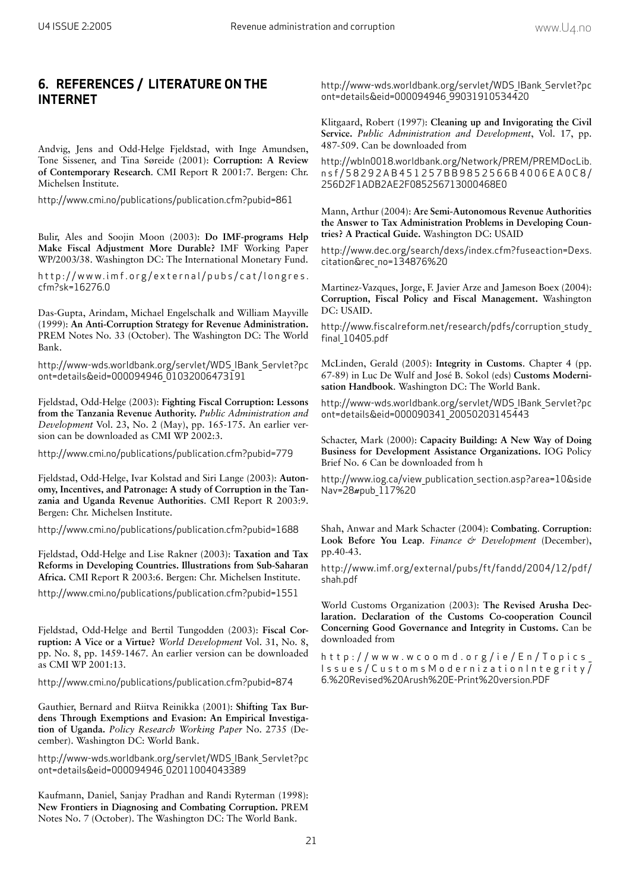## 6. REFERENCES / LITERATURE ON THE INTERNET

Andvig, Jens and Odd-Helge Fjeldstad, with Inge Amundsen, Tone Sissener, and Tina Søreide (2001): **Corruption: A Review of Contemporary Research**. CMI Report R 2001:7. Bergen: Chr. Michelsen Institute.

http://www.cmi.no/publications/publication.cfm?pubid=861

Bulir, Ales and Soojin Moon (2003): **Do IMF-programs Help Make Fiscal Adjustment More Durable?** IMF Working Paper WP/2003/38. Washington DC: The International Monetary Fund.

http://www.imf.org/external/pubs/cat/longres.cfm?sk=16276.0

Das-Gupta, Arindam, Michael Engelschalk and William Mayville (1999): **An Anti-Corruption Strategy for Revenue Administration.** PREM Notes No. 33 (October). The Washington DC: The World Bank.

http://www-wds.worldbank.org/servlet/WDS_IBank_Servlet?pcont=details&eid=000094946_01032006473191

Fjeldstad, Odd-Helge (2003): **Fighting Fiscal Corruption: Lessons from the Tanzania Revenue Authority.** *Public Administration and Development* Vol. 23, No. 2 (May), pp. 165-175. An earlier version can be downloaded as CMI WP 2002:3.

http://www.cmi.no/publications/publication.cfm?pubid=779

Fjeldstad, Odd-Helge, Ivar Kolstad and Siri Lange (2003): **Autonomy, Incentives, and Patronage: A study of Corruption in the Tanzania and Uganda Revenue Authorities**. CMI Report R 2003:9. Bergen: Chr. Michelsen Institute.

http://www.cmi.no/publications/publication.cfm?pubid=1688

Fjeldstad, Odd-Helge and Lise Rakner (2003): **Taxation and Tax Reforms in Developing Countries. Illustrations from Sub-Saharan Africa.** CMI Report R 2003:6. Bergen: Chr. Michelsen Institute.

http://www.cmi.no/publications/publication.cfm?pubid=1551

Fjeldstad, Odd-Helge and Bertil Tungodden (2003): **Fiscal Corruption: A Vice or a Virtue?** *World Development* Vol. 31, No. 8, pp. No. 8, pp. 1459-1467. An earlier version can be downloaded as CMI WP 2001:13.

http://www.cmi.no/publications/publication.cfm?pubid=874

Gauthier, Bernard and Riitva Reinikka (2001): **Shifting Tax Burdens Through Exemptions and Evasion: An Empirical Investigation of Uganda.** *Policy Research Working Paper* No. 2735 (December). Washington DC: World Bank.

http://www-wds.worldbank.org/servlet/WDS_IBank_Servlet?pcont=details&eid=000094946_02011004043389

Kaufmann, Daniel, Sanjay Pradhan and Randi Ryterman (1998): **New Frontiers in Diagnosing and Combating Corruption.** PREM Notes No. 7 (October). The Washington DC: The World Bank.

http://www-wds.worldbank.org/servlet/WDS_IBank_Servlet?pcont=details&eid=000094946_99031910534420

Klitgaard, Robert (1997): **Cleaning up and Invigorating the Civil Service.** *Public Administration and Development*, Vol. 17, pp. 487-509. Can be downloaded from

http://wbln0018.worldbank.org/Network/PREM/PREMDocLib.nsf/58292AB451257BB9852566B4006EA0C8/256D2F1ADB2AE2F085256713000468E0

Mann, Arthur (2004): **Are Semi-Autonomous Revenue Authorities the Answer to Tax Administration Problems in Developing Countries? A Practical Guide.** Washington DC: USAID

http://www.dec.org/search/dexs/index.cfm?fuseaction=Dexs.citation&rec_no=134876%20

Martinez-Vazques, Jorge, F. Javier Arze and Jameson Boex (2004): **Corruption, Fiscal Policy and Fiscal Management.** Washington DC: USAID.

http://www.fiscalreform.net/research/pdfs/corruption_study_final_10405.pdf

McLinden, Gerald (2005): **Integrity in Customs**. Chapter 4 (pp. 67-89) in Luc De Wulf and José B. Sokol (eds) **Customs Modernisation Handbook**. Washington DC: The World Bank.

http://www-wds.worldbank.org/servlet/WDS_IBank_Servlet?pcont=details&eid=000090341_20050203145443

Schacter, Mark (2000): **Capacity Building: A New Way of Doing Business for Development Assistance Organizations.** IOG Policy Brief No. 6 Can be downloaded from h

http://www.iog.ca/view_publication_section.asp?area=10&sideNav=28#pub_117%20

Shah, Anwar and Mark Schacter (2004): **Combating. Corruption: Look Before You Leap.** *Finance & Development* (December), pp.40-43.

http://www.imf.org/external/pubs/ft/fandd/2004/12/pdf/shah.pdf

World Customs Organization (2003): **The Revised Arusha Declaration. Declaration of the Customs Co-cooperation Council Concerning Good Governance and Integrity in Customs.** Can be downloaded from

http://www.wcoomd.org/ie/En/Topics_Issues/CustomsModernizationIntegrity/6.%20Revised%20Arush%20E-Print%20version.PDF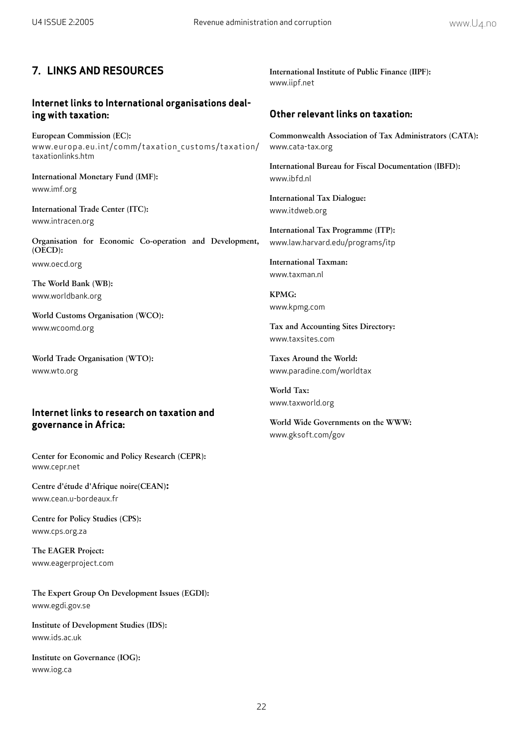## 7. LINKS AND RESOURCES

### Internet links to International organisations dealing with taxation:

**European Commission (EC):**
www.europa.eu.int/comm/taxation_customs/taxation/taxationlinks.htm

**International Monetary Fund (IMF):**
www.imf.org

**International Trade Center (ITC):**
www.intracen.org

**Organisation for Economic Co-operation and Development, (OECD):**
www.oecd.org

**The World Bank (WB):**
www.worldbank.org

**World Customs Organisation (WCO):**
www.wcoomd.org

**World Trade Organisation (WTO):**
www.wto.org

### Internet links to research on taxation and governance in Africa:

**Center for Economic and Policy Research (CEPR):**
www.cepr.net

**Centre d'étude d'Afrique noire(CEAN):**
www.cean.u-bordeaux.fr

**Centre for Policy Studies (CPS):**
www.cps.org.za

**The EAGER Project:**
www.eagerproject.com

**The Expert Group On Development Issues (EGDI):**
www.egdi.gov.se

**Institute of Development Studies (IDS):**
www.ids.ac.uk

**Institute on Governance (IOG):**
www.iog.ca

**International Institute of Public Finance (IIPF):**
www.iipf.net

### Other relevant links on taxation:

**Commonwealth Association of Tax Administrators (CATA):**
www.cata-tax.org

**International Bureau for Fiscal Documentation (IBFD):**
www.ibfd.nl

**International Tax Dialogue:**
www.itdweb.org

**International Tax Programme (ITP):**
www.law.harvard.edu/programs/itp

**International Taxman:**
www.taxman.nl

**KPMG:**
www.kpmg.com

**Tax and Accounting Sites Directory:**
www.taxsites.com

**Taxes Around the World:**
www.paradine.com/worldtax

**World Tax:**
www.taxworld.org

**World Wide Governments on the WWW:**
www.gksoft.com/gov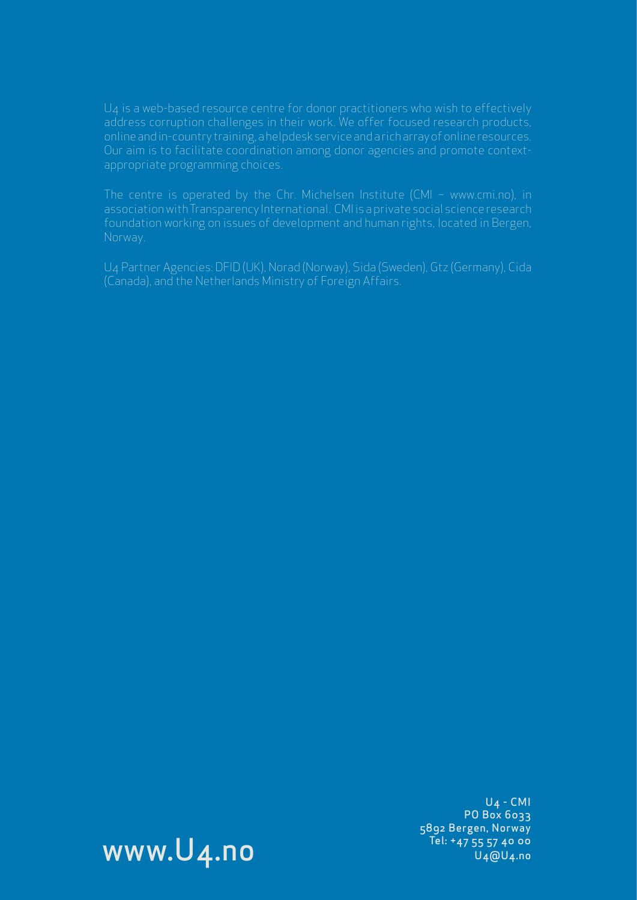U4 is a web-based resource centre for donor practitioners who wish to effectively address corruption challenges in their work. We offer focused research products, online and in-country training, a helpdesk service and a rich array of online resources. Our aim is to facilitate coordination among donor agencies and promote context-appropriate programming choices.

The centre is operated by the Chr. Michelsen Institute (CMI – www.cmi.no), in association with Transparency International. CMI is a private social science research foundation working on issues of development and human rights, located in Bergen, Norway.

U4 Partner Agencies: DFID (UK), Norad (Norway), Sida (Sweden), Gtz (Germany), Cida (Canada), and the Netherlands Ministry of Foreign Affairs.

www.U4.no

U4 - CMI
PO Box 6033
5892 Bergen, Norway
Tel: +47 55 57 40 00
U4@U4.no